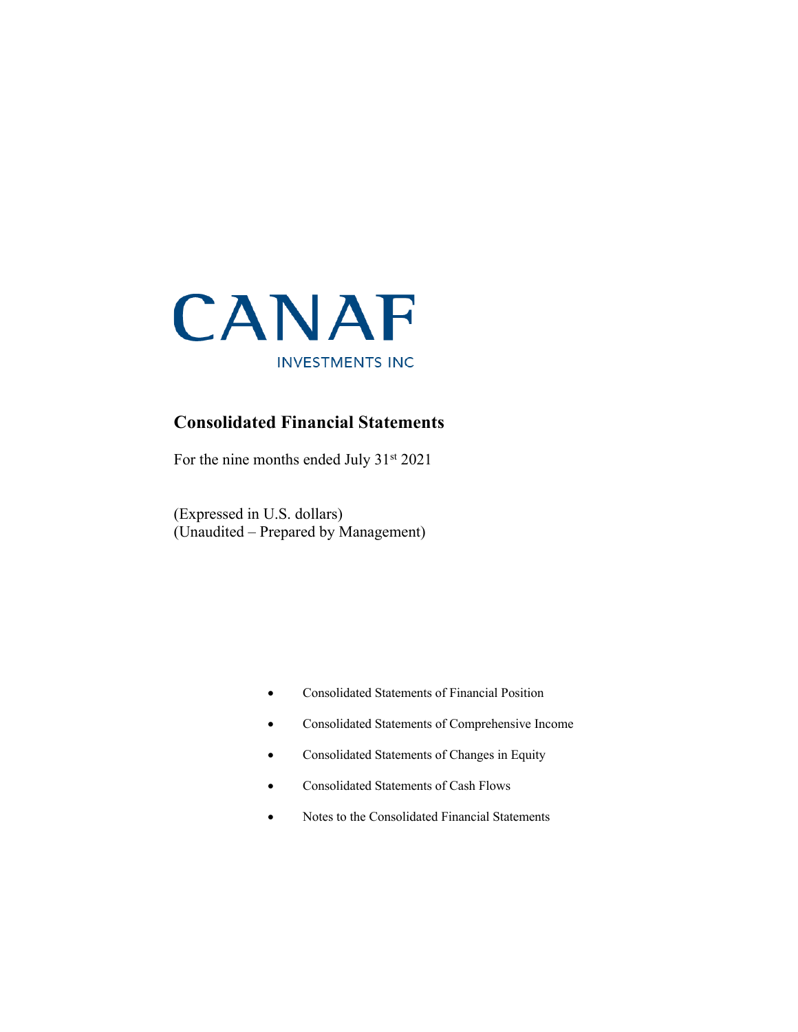# CANAF

INVESTMENTS INC

## Consolidated Financial Statements

For the nine months ended July 31st 2021

(Expressed in U.S. dollars)
(Unaudited – Prepared by Management)

- Consolidated Statements of Financial Position
- Consolidated Statements of Comprehensive Income
- Consolidated Statements of Changes in Equity
- Consolidated Statements of Cash Flows
- Notes to the Consolidated Financial Statements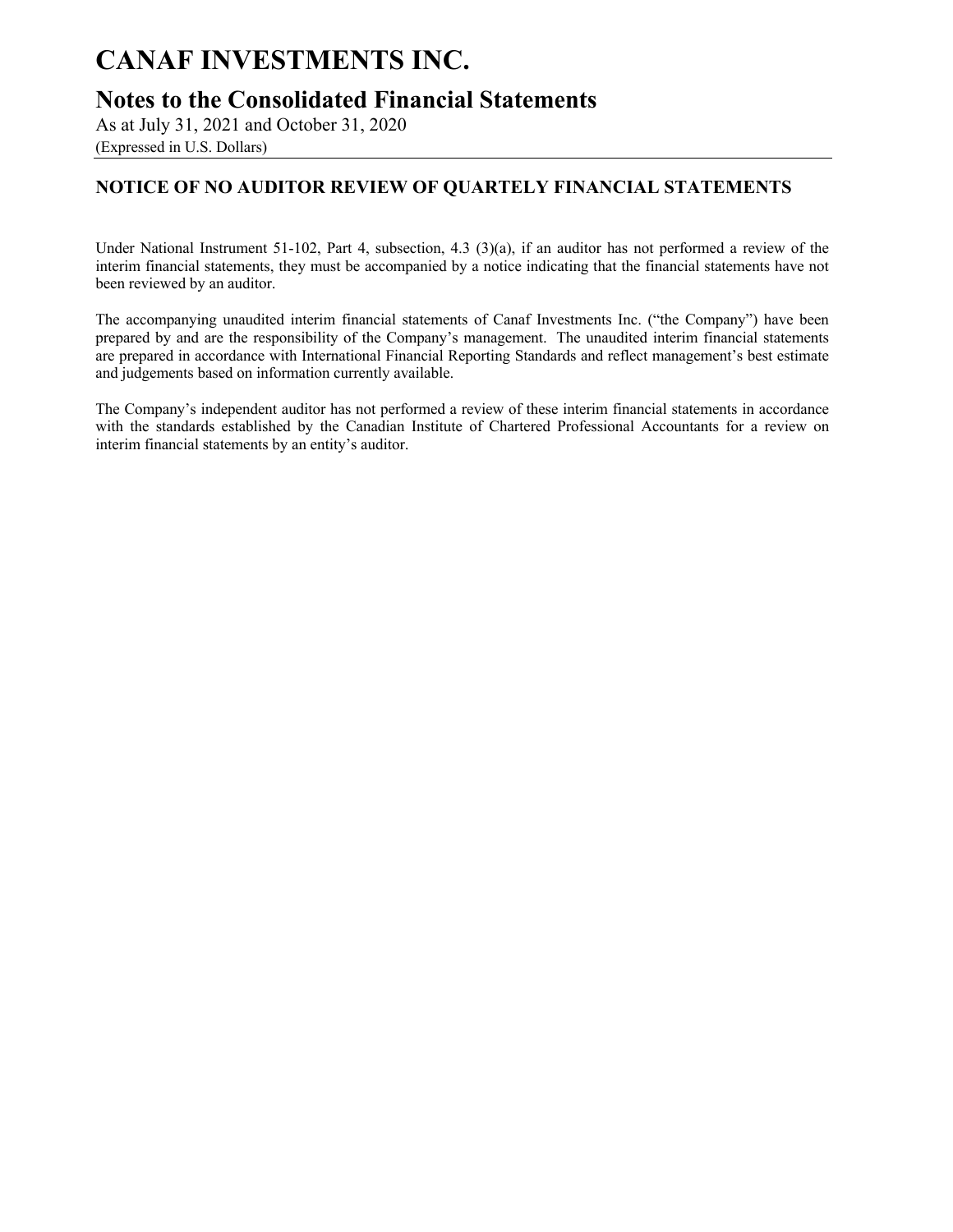# CANAF INVESTMENTS INC.

## Notes to the Consolidated Financial Statements

As at July 31, 2021 and October 31, 2020

(Expressed in U.S. Dollars)

### NOTICE OF NO AUDITOR REVIEW OF QUARTELY FINANCIAL STATEMENTS

Under National Instrument 51-102, Part 4, subsection, 4.3 (3)(a), if an auditor has not performed a review of the interim financial statements, they must be accompanied by a notice indicating that the financial statements have not been reviewed by an auditor.

The accompanying unaudited interim financial statements of Canaf Investments Inc. ("the Company") have been prepared by and are the responsibility of the Company's management. The unaudited interim financial statements are prepared in accordance with International Financial Reporting Standards and reflect management's best estimate and judgements based on information currently available.

The Company's independent auditor has not performed a review of these interim financial statements in accordance with the standards established by the Canadian Institute of Chartered Professional Accountants for a review on interim financial statements by an entity's auditor.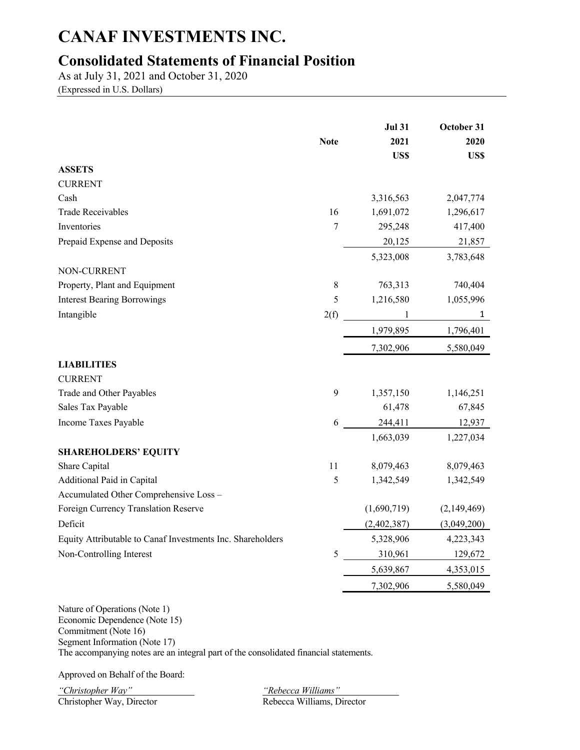# CANAF INVESTMENTS INC.

## Consolidated Statements of Financial Position

As at July 31, 2021 and October 31, 2020

(Expressed in U.S. Dollars)

| | Note | Jul 31 2021 US$ | October 31 2020 US$ |
|---|---|---|---|
| **ASSETS** | | | |
| CURRENT | | | |
| Cash | | 3,316,563 | 2,047,774 |
| Trade Receivables | 16 | 1,691,072 | 1,296,617 |
| Inventories | 7 | 295,248 | 417,400 |
| Prepaid Expense and Deposits | | 20,125 | 21,857 |
| | | 5,323,008 | 3,783,648 |
| NON-CURRENT | | | |
| Property, Plant and Equipment | 8 | 763,313 | 740,404 |
| Interest Bearing Borrowings | 5 | 1,216,580 | 1,055,996 |
| Intangible | 2(f) | 1 | 1 |
| | | 1,979,895 | 1,796,401 |
| | | 7,302,906 | 5,580,049 |
| **LIABILITIES** | | | |
| CURRENT | | | |
| Trade and Other Payables | 9 | 1,357,150 | 1,146,251 |
| Sales Tax Payable | | 61,478 | 67,845 |
| Income Taxes Payable | 6 | 244,411 | 12,937 |
| | | 1,663,039 | 1,227,034 |
| **SHAREHOLDERS' EQUITY** | | | |
| Share Capital | 11 | 8,079,463 | 8,079,463 |
| Additional Paid in Capital | 5 | 1,342,549 | 1,342,549 |
| Accumulated Other Comprehensive Loss – | | | |
| Foreign Currency Translation Reserve | | (1,690,719) | (2,149,469) |
| Deficit | | (2,402,387) | (3,049,200) |
| Equity Attributable to Canaf Investments Inc. Shareholders | | 5,328,906 | 4,223,343 |
| Non-Controlling Interest | 5 | 310,961 | 129,672 |
| | | 5,639,867 | 4,353,015 |
| | | 7,302,906 | 5,580,049 |

Nature of Operations (Note 1)
Economic Dependence (Note 15)
Commitment (Note 16)
Segment Information (Note 17)
The accompanying notes are an integral part of the consolidated financial statements.

Approved on Behalf of the Board:

*"Christopher Way"*
Christopher Way, Director

*"Rebecca Williams"*
Rebecca Williams, Director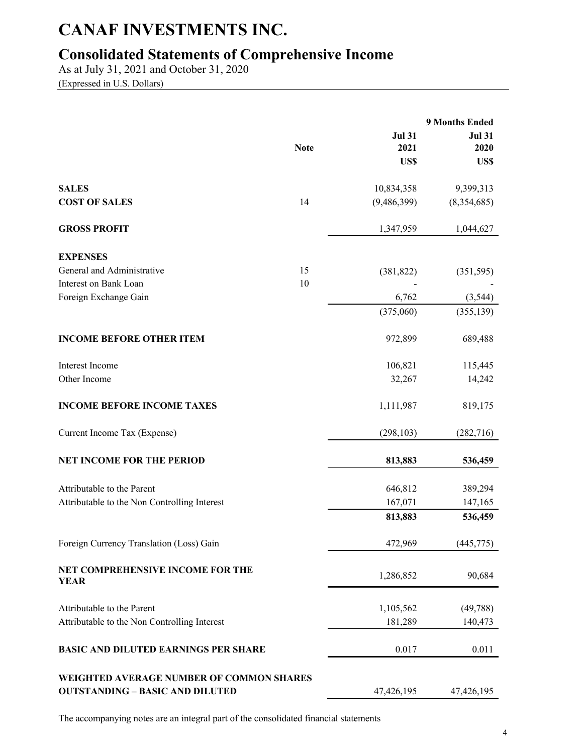# CANAF INVESTMENTS INC.

## Consolidated Statements of Comprehensive Income

As at July 31, 2021 and October 31, 2020

(Expressed in U.S. Dollars)

| | Note | | 9 Months Ended |
|---|---|---|---|
| | | **Jul 31 2021 US$** | **Jul 31 2020 US$** |
| **SALES** | | 10,834,358 | 9,399,313 |
| **COST OF SALES** | 14 | (9,486,399) | (8,354,685) |
| **GROSS PROFIT** | | 1,347,959 | 1,044,627 |
| **EXPENSES** | | | |
| General and Administrative | 15 | (381,822) | (351,595) |
| Interest on Bank Loan | 10 | - | - |
| Foreign Exchange Gain | | 6,762 | (3,544) |
| | | (375,060) | (355,139) |
| **INCOME BEFORE OTHER ITEM** | | 972,899 | 689,488 |
| Interest Income | | 106,821 | 115,445 |
| Other Income | | 32,267 | 14,242 |
| **INCOME BEFORE INCOME TAXES** | | 1,111,987 | 819,175 |
| Current Income Tax (Expense) | | (298,103) | (282,716) |
| **NET INCOME FOR THE PERIOD** | | **813,883** | **536,459** |
| Attributable to the Parent | | 646,812 | 389,294 |
| Attributable to the Non Controlling Interest | | 167,071 | 147,165 |
| | | **813,883** | **536,459** |
| Foreign Currency Translation (Loss) Gain | | 472,969 | (445,775) |
| **NET COMPREHENSIVE INCOME FOR THE YEAR** | | 1,286,852 | 90,684 |
| Attributable to the Parent | | 1,105,562 | (49,788) |
| Attributable to the Non Controlling Interest | | 181,289 | 140,473 |
| **BASIC AND DILUTED EARNINGS PER SHARE** | | 0.017 | 0.011 |
| **WEIGHTED AVERAGE NUMBER OF COMMON SHARES OUTSTANDING – BASIC AND DILUTED** | | 47,426,195 | 47,426,195 |

The accompanying notes are an integral part of the consolidated financial statements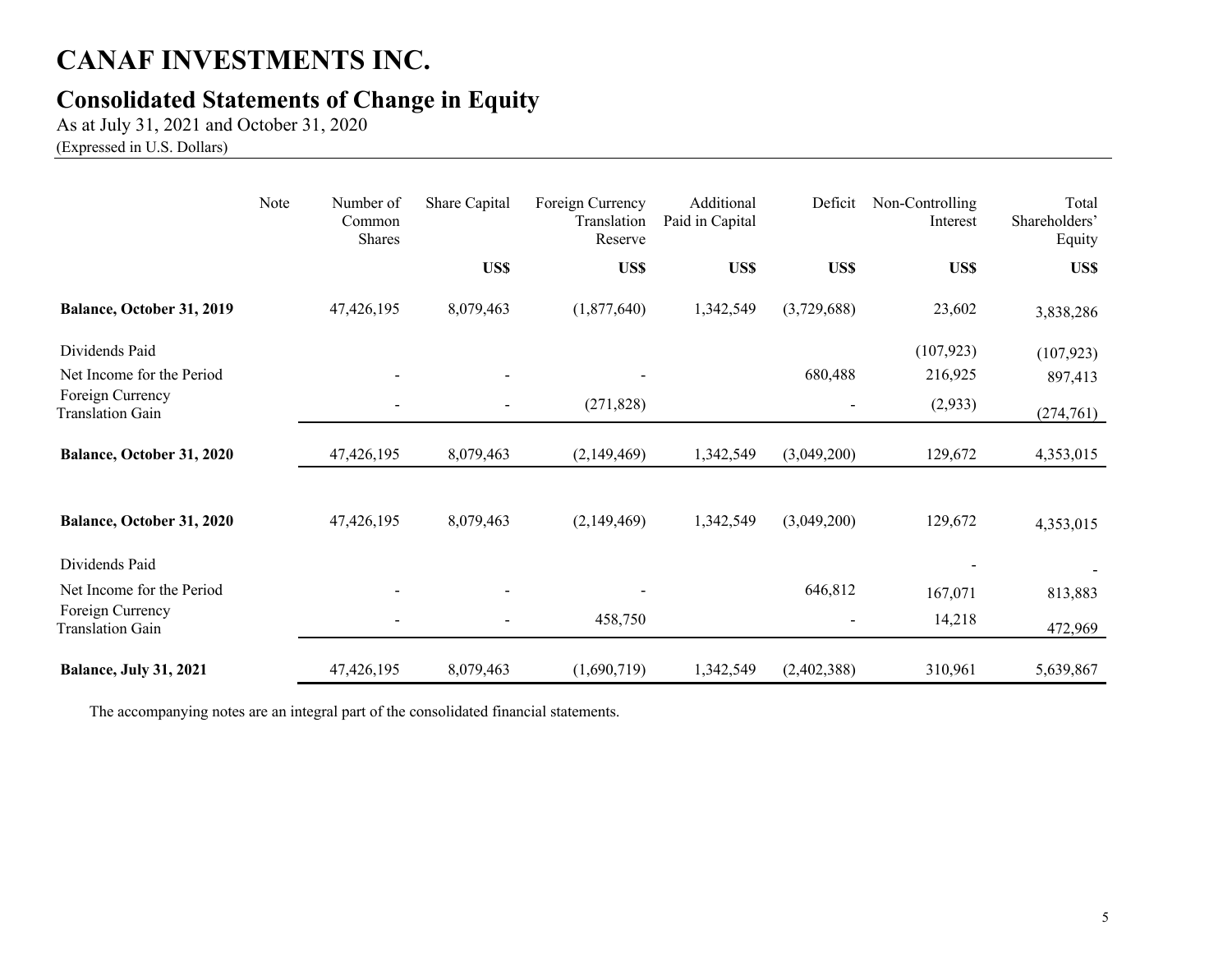# CANAF INVESTMENTS INC.

## Consolidated Statements of Change in Equity

As at July 31, 2021 and October 31, 2020

(Expressed in U.S. Dollars)

| | Note | Number of Common Shares | Share Capital | Foreign Currency Translation Reserve | Additional Paid in Capital | Deficit | Non-Controlling Interest | Total Shareholders' Equity |
|---|---|---|---|---|---|---|---|---|
| | | | US$ | US$ | US$ | US$ | US$ | US$ |
| **Balance, October 31, 2019** | | 47,426,195 | 8,079,463 | (1,877,640) | 1,342,549 | (3,729,688) | 23,602 | 3,838,286 |
| Dividends Paid | | | | | | | (107,923) | (107,923) |
| Net Income for the Period | | - | - | - | | 680,488 | 216,925 | 897,413 |
| Foreign Currency Translation Gain | | - | - | (271,828) | | - | (2,933) | (274,761) |
| **Balance, October 31, 2020** | | 47,426,195 | 8,079,463 | (2,149,469) | 1,342,549 | (3,049,200) | 129,672 | 4,353,015 |
| | | | | | | | | |
| **Balance, October 31, 2020** | | 47,426,195 | 8,079,463 | (2,149,469) | 1,342,549 | (3,049,200) | 129,672 | 4,353,015 |
| Dividends Paid | | | | | | | - | - |
| Net Income for the Period | | - | - | - | | 646,812 | 167,071 | 813,883 |
| Foreign Currency Translation Gain | | - | - | 458,750 | | - | 14,218 | 472,969 |
| **Balance, July 31, 2021** | | 47,426,195 | 8,079,463 | (1,690,719) | 1,342,549 | (2,402,388) | 310,961 | 5,639,867 |

The accompanying notes are an integral part of the consolidated financial statements.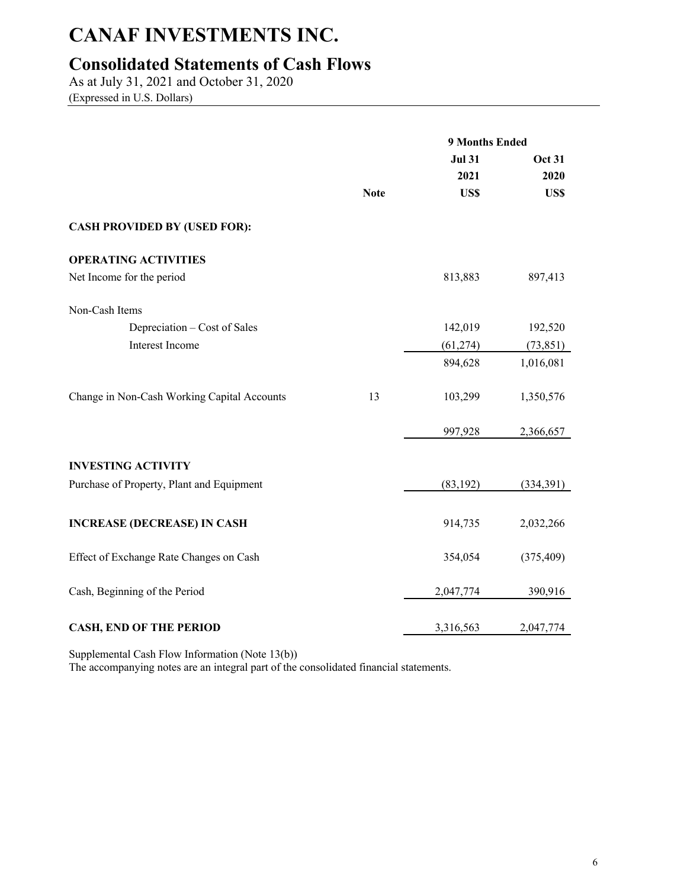# CANAF INVESTMENTS INC.

## Consolidated Statements of Cash Flows

As at July 31, 2021 and October 31, 2020
(Expressed in U.S. Dollars)

| | | 9 Months Ended | |
|---|---|---|---|
| | | Jul 31 | Oct 31 |
| | | 2021 | 2020 |
| | Note | US$ | US$ |
| **CASH PROVIDED BY (USED FOR):** | | | |
| **OPERATING ACTIVITIES** | | | |
| Net Income for the period | | 813,883 | 897,413 |
| Non-Cash Items | | | |
| Depreciation – Cost of Sales | | 142,019 | 192,520 |
| Interest Income | | (61,274) | (73,851) |
| | | 894,628 | 1,016,081 |
| Change in Non-Cash Working Capital Accounts | 13 | 103,299 | 1,350,576 |
| | | 997,928 | 2,366,657 |
| **INVESTING ACTIVITY** | | | |
| Purchase of Property, Plant and Equipment | | (83,192) | (334,391) |
| **INCREASE (DECREASE) IN CASH** | | 914,735 | 2,032,266 |
| Effect of Exchange Rate Changes on Cash | | 354,054 | (375,409) |
| Cash, Beginning of the Period | | 2,047,774 | 390,916 |
| **CASH, END OF THE PERIOD** | | 3,316,563 | 2,047,774 |

Supplemental Cash Flow Information (Note 13(b))
The accompanying notes are an integral part of the consolidated financial statements.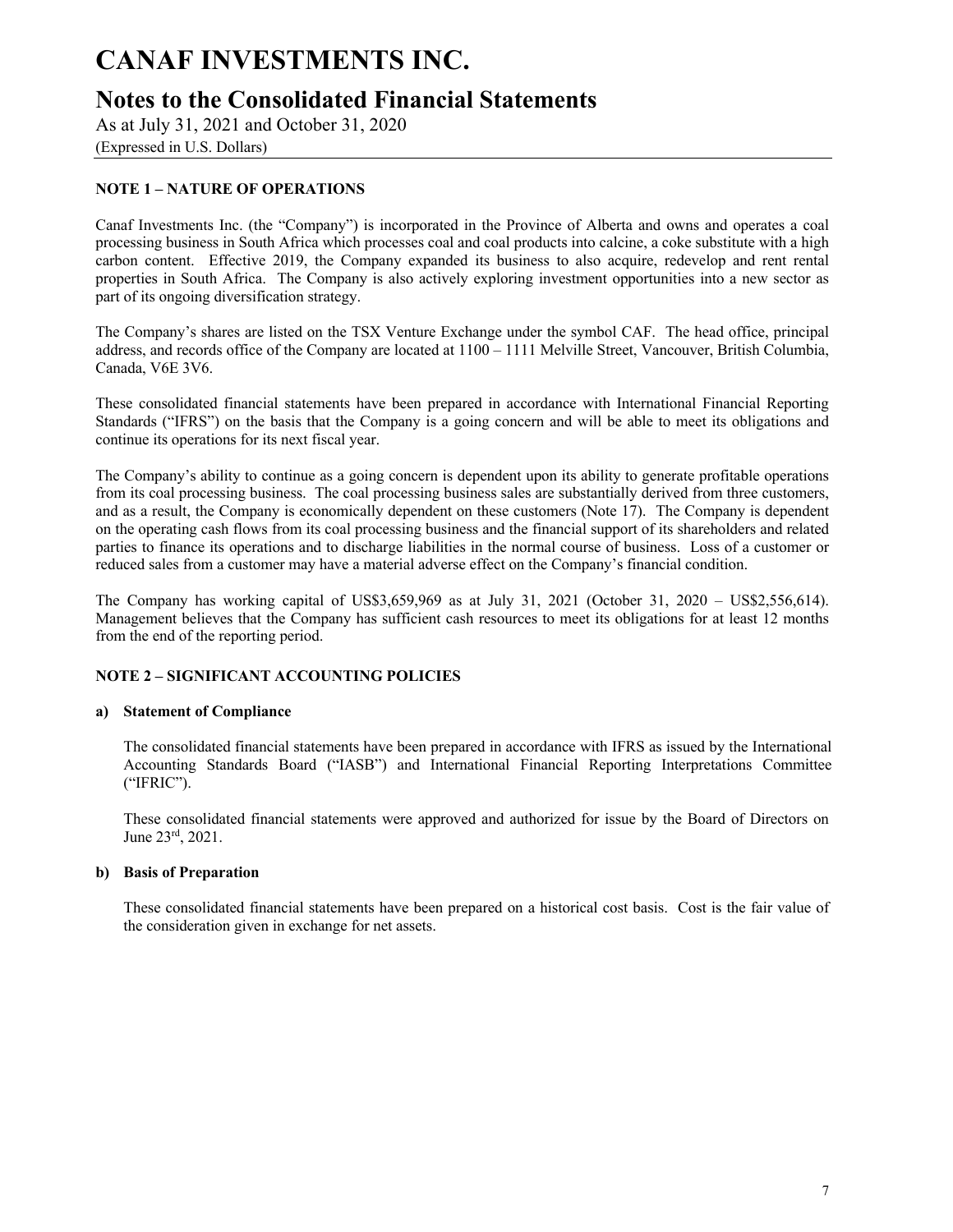# CANAF INVESTMENTS INC.

## Notes to the Consolidated Financial Statements

As at July 31, 2021 and October 31, 2020

(Expressed in U.S. Dollars)

**NOTE 1 – NATURE OF OPERATIONS**

Canaf Investments Inc. (the "Company") is incorporated in the Province of Alberta and owns and operates a coal processing business in South Africa which processes coal and coal products into calcine, a coke substitute with a high carbon content. Effective 2019, the Company expanded its business to also acquire, redevelop and rent rental properties in South Africa. The Company is also actively exploring investment opportunities into a new sector as part of its ongoing diversification strategy.

The Company's shares are listed on the TSX Venture Exchange under the symbol CAF. The head office, principal address, and records office of the Company are located at 1100 – 1111 Melville Street, Vancouver, British Columbia, Canada, V6E 3V6.

These consolidated financial statements have been prepared in accordance with International Financial Reporting Standards ("IFRS") on the basis that the Company is a going concern and will be able to meet its obligations and continue its operations for its next fiscal year.

The Company's ability to continue as a going concern is dependent upon its ability to generate profitable operations from its coal processing business. The coal processing business sales are substantially derived from three customers, and as a result, the Company is economically dependent on these customers (Note 17). The Company is dependent on the operating cash flows from its coal processing business and the financial support of its shareholders and related parties to finance its operations and to discharge liabilities in the normal course of business. Loss of a customer or reduced sales from a customer may have a material adverse effect on the Company's financial condition.

The Company has working capital of US$3,659,969 as at July 31, 2021 (October 31, 2020 – US$2,556,614). Management believes that the Company has sufficient cash resources to meet its obligations for at least 12 months from the end of the reporting period.

**NOTE 2 – SIGNIFICANT ACCOUNTING POLICIES**

**a) Statement of Compliance**

The consolidated financial statements have been prepared in accordance with IFRS as issued by the International Accounting Standards Board ("IASB") and International Financial Reporting Interpretations Committee ("IFRIC").

These consolidated financial statements were approved and authorized for issue by the Board of Directors on June 23rd, 2021.

**b) Basis of Preparation**

These consolidated financial statements have been prepared on a historical cost basis. Cost is the fair value of the consideration given in exchange for net assets.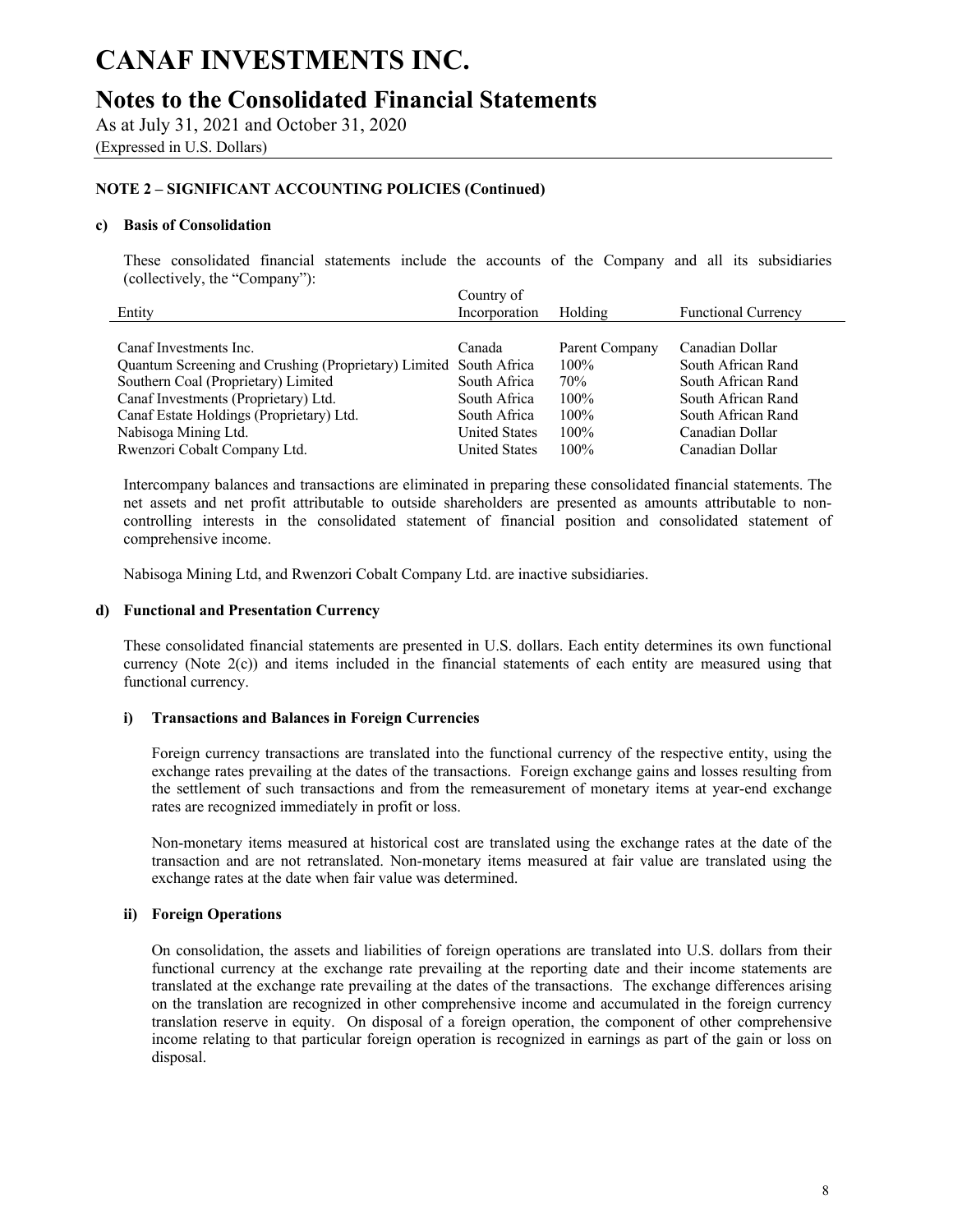# CANAF INVESTMENTS INC.

## Notes to the Consolidated Financial Statements

As at July 31, 2021 and October 31, 2020

(Expressed in U.S. Dollars)

**NOTE 2 – SIGNIFICANT ACCOUNTING POLICIES (Continued)**

**c) Basis of Consolidation**

These consolidated financial statements include the accounts of the Company and all its subsidiaries (collectively, the "Company"):

| Entity | Country of Incorporation | Holding | Functional Currency |
|---|---|---|---|
| Canaf Investments Inc. | Canada | Parent Company | Canadian Dollar |
| Quantum Screening and Crushing (Proprietary) Limited | South Africa | 100% | South African Rand |
| Southern Coal (Proprietary) Limited | South Africa | 70% | South African Rand |
| Canaf Investments (Proprietary) Ltd. | South Africa | 100% | South African Rand |
| Canaf Estate Holdings (Proprietary) Ltd. | South Africa | 100% | South African Rand |
| Nabisoga Mining Ltd. | United States | 100% | Canadian Dollar |
| Rwenzori Cobalt Company Ltd. | United States | 100% | Canadian Dollar |

Intercompany balances and transactions are eliminated in preparing these consolidated financial statements. The net assets and net profit attributable to outside shareholders are presented as amounts attributable to non-controlling interests in the consolidated statement of financial position and consolidated statement of comprehensive income.

Nabisoga Mining Ltd, and Rwenzori Cobalt Company Ltd. are inactive subsidiaries.

**d) Functional and Presentation Currency**

These consolidated financial statements are presented in U.S. dollars. Each entity determines its own functional currency (Note 2(c)) and items included in the financial statements of each entity are measured using that functional currency.

**i) Transactions and Balances in Foreign Currencies**

Foreign currency transactions are translated into the functional currency of the respective entity, using the exchange rates prevailing at the dates of the transactions. Foreign exchange gains and losses resulting from the settlement of such transactions and from the remeasurement of monetary items at year-end exchange rates are recognized immediately in profit or loss.

Non-monetary items measured at historical cost are translated using the exchange rates at the date of the transaction and are not retranslated. Non-monetary items measured at fair value are translated using the exchange rates at the date when fair value was determined.

**ii) Foreign Operations**

On consolidation, the assets and liabilities of foreign operations are translated into U.S. dollars from their functional currency at the exchange rate prevailing at the reporting date and their income statements are translated at the exchange rate prevailing at the dates of the transactions. The exchange differences arising on the translation are recognized in other comprehensive income and accumulated in the foreign currency translation reserve in equity. On disposal of a foreign operation, the component of other comprehensive income relating to that particular foreign operation is recognized in earnings as part of the gain or loss on disposal.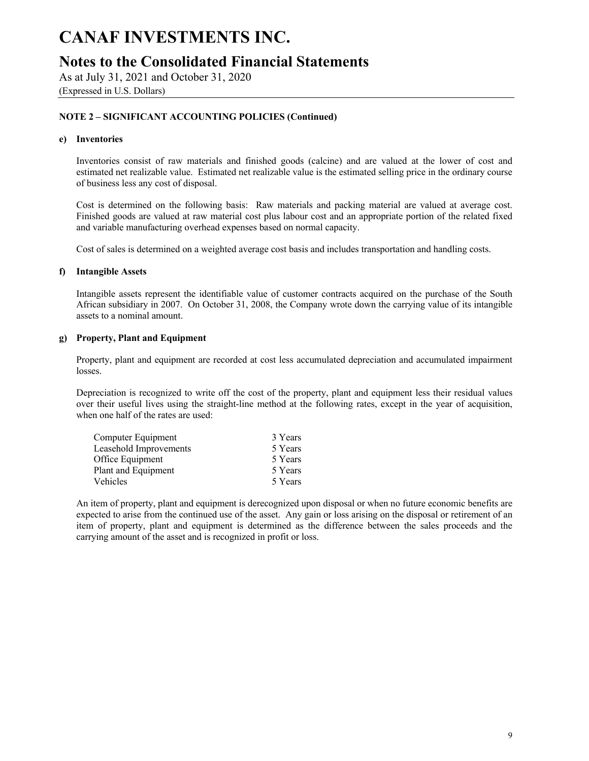# CANAF INVESTMENTS INC.

## Notes to the Consolidated Financial Statements

As at July 31, 2021 and October 31, 2020

(Expressed in U.S. Dollars)

**NOTE 2 – SIGNIFICANT ACCOUNTING POLICIES (Continued)**

**e) Inventories**

Inventories consist of raw materials and finished goods (calcine) and are valued at the lower of cost and estimated net realizable value. Estimated net realizable value is the estimated selling price in the ordinary course of business less any cost of disposal.

Cost is determined on the following basis: Raw materials and packing material are valued at average cost. Finished goods are valued at raw material cost plus labour cost and an appropriate portion of the related fixed and variable manufacturing overhead expenses based on normal capacity.

Cost of sales is determined on a weighted average cost basis and includes transportation and handling costs.

**f) Intangible Assets**

Intangible assets represent the identifiable value of customer contracts acquired on the purchase of the South African subsidiary in 2007. On October 31, 2008, the Company wrote down the carrying value of its intangible assets to a nominal amount.

**g) Property, Plant and Equipment**

Property, plant and equipment are recorded at cost less accumulated depreciation and accumulated impairment losses.

Depreciation is recognized to write off the cost of the property, plant and equipment less their residual values over their useful lives using the straight-line method at the following rates, except in the year of acquisition, when one half of the rates are used:

| | |
|---|---|
| Computer Equipment | 3 Years |
| Leasehold Improvements | 5 Years |
| Office Equipment | 5 Years |
| Plant and Equipment | 5 Years |
| Vehicles | 5 Years |

An item of property, plant and equipment is derecognized upon disposal or when no future economic benefits are expected to arise from the continued use of the asset. Any gain or loss arising on the disposal or retirement of an item of property, plant and equipment is determined as the difference between the sales proceeds and the carrying amount of the asset and is recognized in profit or loss.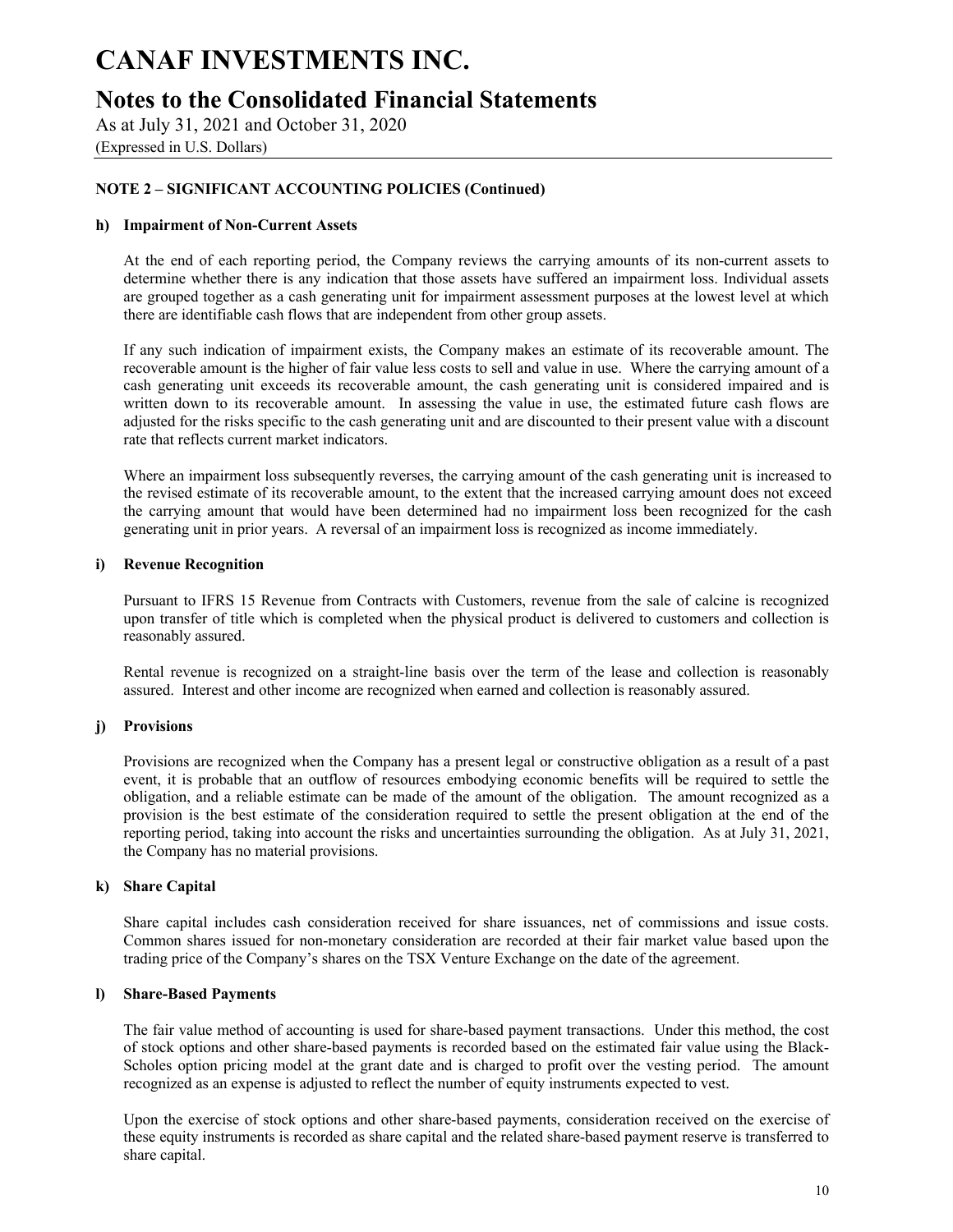# CANAF INVESTMENTS INC.

## Notes to the Consolidated Financial Statements

As at July 31, 2021 and October 31, 2020

(Expressed in U.S. Dollars)

### NOTE 2 – SIGNIFICANT ACCOUNTING POLICIES (Continued)

#### h) Impairment of Non-Current Assets

At the end of each reporting period, the Company reviews the carrying amounts of its non-current assets to determine whether there is any indication that those assets have suffered an impairment loss. Individual assets are grouped together as a cash generating unit for impairment assessment purposes at the lowest level at which there are identifiable cash flows that are independent from other group assets.

If any such indication of impairment exists, the Company makes an estimate of its recoverable amount. The recoverable amount is the higher of fair value less costs to sell and value in use. Where the carrying amount of a cash generating unit exceeds its recoverable amount, the cash generating unit is considered impaired and is written down to its recoverable amount. In assessing the value in use, the estimated future cash flows are adjusted for the risks specific to the cash generating unit and are discounted to their present value with a discount rate that reflects current market indicators.

Where an impairment loss subsequently reverses, the carrying amount of the cash generating unit is increased to the revised estimate of its recoverable amount, to the extent that the increased carrying amount does not exceed the carrying amount that would have been determined had no impairment loss been recognized for the cash generating unit in prior years. A reversal of an impairment loss is recognized as income immediately.

#### i) Revenue Recognition

Pursuant to IFRS 15 Revenue from Contracts with Customers, revenue from the sale of calcine is recognized upon transfer of title which is completed when the physical product is delivered to customers and collection is reasonably assured.

Rental revenue is recognized on a straight-line basis over the term of the lease and collection is reasonably assured. Interest and other income are recognized when earned and collection is reasonably assured.

#### j) Provisions

Provisions are recognized when the Company has a present legal or constructive obligation as a result of a past event, it is probable that an outflow of resources embodying economic benefits will be required to settle the obligation, and a reliable estimate can be made of the amount of the obligation. The amount recognized as a provision is the best estimate of the consideration required to settle the present obligation at the end of the reporting period, taking into account the risks and uncertainties surrounding the obligation. As at July 31, 2021, the Company has no material provisions.

#### k) Share Capital

Share capital includes cash consideration received for share issuances, net of commissions and issue costs. Common shares issued for non-monetary consideration are recorded at their fair market value based upon the trading price of the Company's shares on the TSX Venture Exchange on the date of the agreement.

#### l) Share-Based Payments

The fair value method of accounting is used for share-based payment transactions. Under this method, the cost of stock options and other share-based payments is recorded based on the estimated fair value using the Black-Scholes option pricing model at the grant date and is charged to profit over the vesting period. The amount recognized as an expense is adjusted to reflect the number of equity instruments expected to vest.

Upon the exercise of stock options and other share-based payments, consideration received on the exercise of these equity instruments is recorded as share capital and the related share-based payment reserve is transferred to share capital.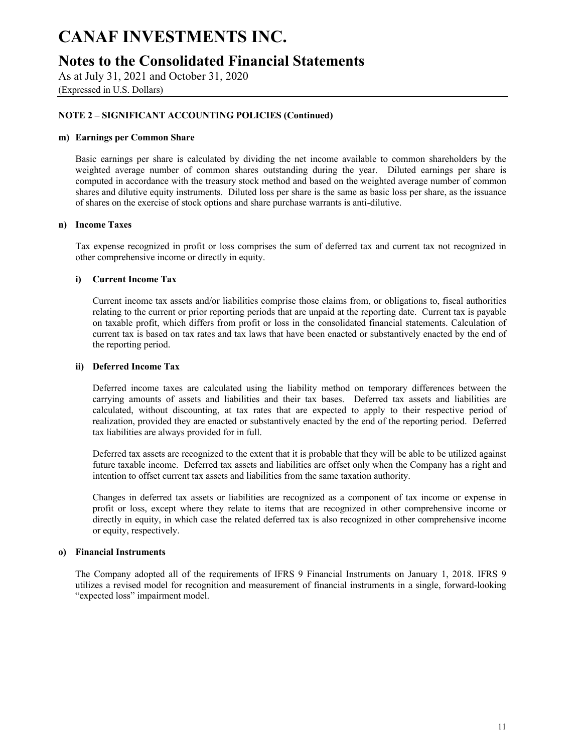# CANAF INVESTMENTS INC.

## Notes to the Consolidated Financial Statements

As at July 31, 2021 and October 31, 2020

(Expressed in U.S. Dollars)

**NOTE 2 – SIGNIFICANT ACCOUNTING POLICIES (Continued)**

**m) Earnings per Common Share**

Basic earnings per share is calculated by dividing the net income available to common shareholders by the weighted average number of common shares outstanding during the year. Diluted earnings per share is computed in accordance with the treasury stock method and based on the weighted average number of common shares and dilutive equity instruments. Diluted loss per share is the same as basic loss per share, as the issuance of shares on the exercise of stock options and share purchase warrants is anti-dilutive.

**n) Income Taxes**

Tax expense recognized in profit or loss comprises the sum of deferred tax and current tax not recognized in other comprehensive income or directly in equity.

**i) Current Income Tax**

Current income tax assets and/or liabilities comprise those claims from, or obligations to, fiscal authorities relating to the current or prior reporting periods that are unpaid at the reporting date. Current tax is payable on taxable profit, which differs from profit or loss in the consolidated financial statements. Calculation of current tax is based on tax rates and tax laws that have been enacted or substantively enacted by the end of the reporting period.

**ii) Deferred Income Tax**

Deferred income taxes are calculated using the liability method on temporary differences between the carrying amounts of assets and liabilities and their tax bases. Deferred tax assets and liabilities are calculated, without discounting, at tax rates that are expected to apply to their respective period of realization, provided they are enacted or substantively enacted by the end of the reporting period. Deferred tax liabilities are always provided for in full.

Deferred tax assets are recognized to the extent that it is probable that they will be able to be utilized against future taxable income. Deferred tax assets and liabilities are offset only when the Company has a right and intention to offset current tax assets and liabilities from the same taxation authority.

Changes in deferred tax assets or liabilities are recognized as a component of tax income or expense in profit or loss, except where they relate to items that are recognized in other comprehensive income or directly in equity, in which case the related deferred tax is also recognized in other comprehensive income or equity, respectively.

**o) Financial Instruments**

The Company adopted all of the requirements of IFRS 9 Financial Instruments on January 1, 2018. IFRS 9 utilizes a revised model for recognition and measurement of financial instruments in a single, forward-looking "expected loss" impairment model.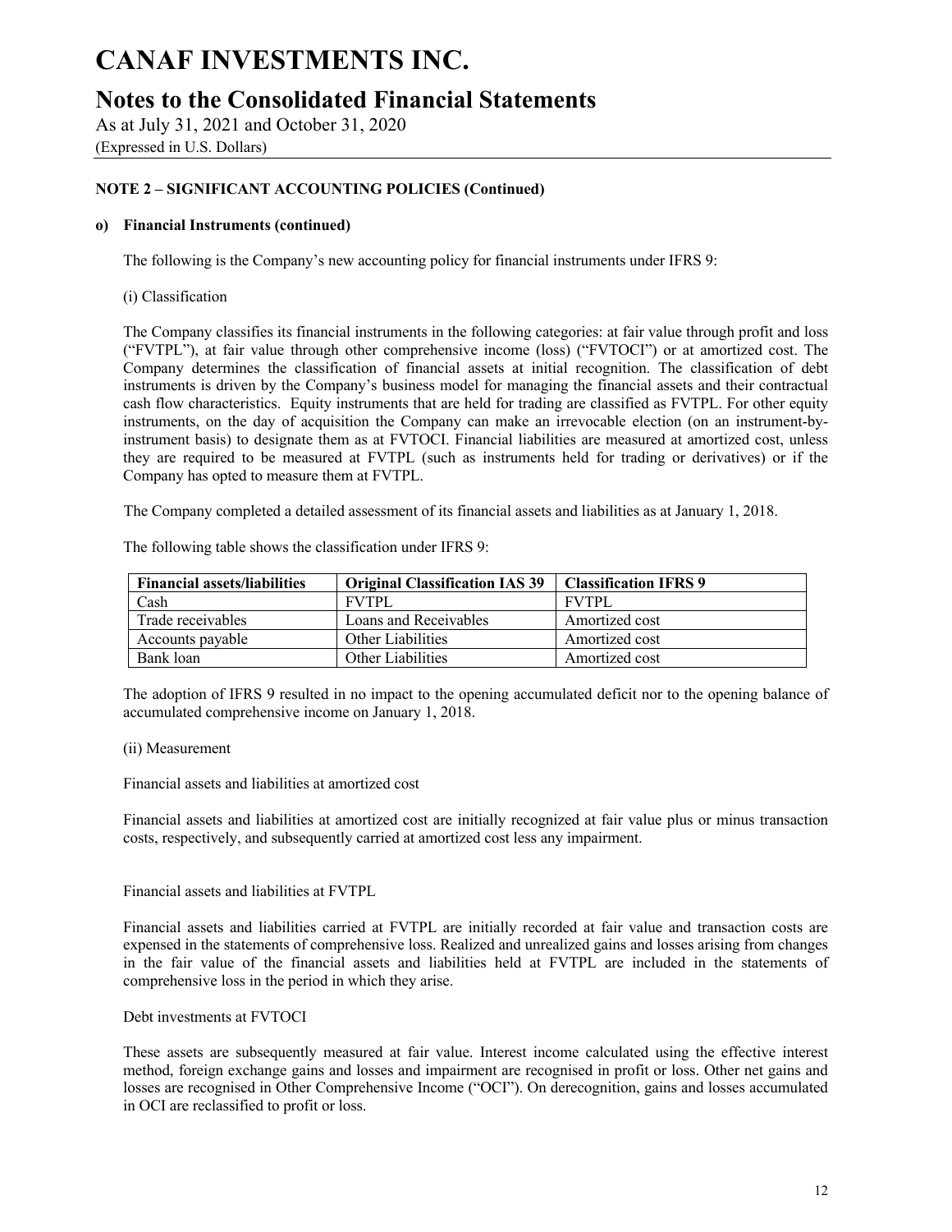# CANAF INVESTMENTS INC.

## Notes to the Consolidated Financial Statements

As at July 31, 2021 and October 31, 2020

(Expressed in U.S. Dollars)

### NOTE 2 – SIGNIFICANT ACCOUNTING POLICIES (Continued)

#### o) Financial Instruments (continued)

The following is the Company's new accounting policy for financial instruments under IFRS 9:

(i) Classification

The Company classifies its financial instruments in the following categories: at fair value through profit and loss ("FVTPL"), at fair value through other comprehensive income (loss) ("FVTOCI") or at amortized cost. The Company determines the classification of financial assets at initial recognition. The classification of debt instruments is driven by the Company's business model for managing the financial assets and their contractual cash flow characteristics. Equity instruments that are held for trading are classified as FVTPL. For other equity instruments, on the day of acquisition the Company can make an irrevocable election (on an instrument-by-instrument basis) to designate them as at FVTOCI. Financial liabilities are measured at amortized cost, unless they are required to be measured at FVTPL (such as instruments held for trading or derivatives) or if the Company has opted to measure them at FVTPL.

The Company completed a detailed assessment of its financial assets and liabilities as at January 1, 2018.

The following table shows the classification under IFRS 9:

| Financial assets/liabilities | Original Classification IAS 39 | Classification IFRS 9 |
|---|---|---|
| Cash | FVTPL | FVTPL |
| Trade receivables | Loans and Receivables | Amortized cost |
| Accounts payable | Other Liabilities | Amortized cost |
| Bank loan | Other Liabilities | Amortized cost |

The adoption of IFRS 9 resulted in no impact to the opening accumulated deficit nor to the opening balance of accumulated comprehensive income on January 1, 2018.

(ii) Measurement

Financial assets and liabilities at amortized cost

Financial assets and liabilities at amortized cost are initially recognized at fair value plus or minus transaction costs, respectively, and subsequently carried at amortized cost less any impairment.

Financial assets and liabilities at FVTPL

Financial assets and liabilities carried at FVTPL are initially recorded at fair value and transaction costs are expensed in the statements of comprehensive loss. Realized and unrealized gains and losses arising from changes in the fair value of the financial assets and liabilities held at FVTPL are included in the statements of comprehensive loss in the period in which they arise.

Debt investments at FVTOCI

These assets are subsequently measured at fair value. Interest income calculated using the effective interest method, foreign exchange gains and losses and impairment are recognised in profit or loss. Other net gains and losses are recognised in Other Comprehensive Income ("OCI"). On derecognition, gains and losses accumulated in OCI are reclassified to profit or loss.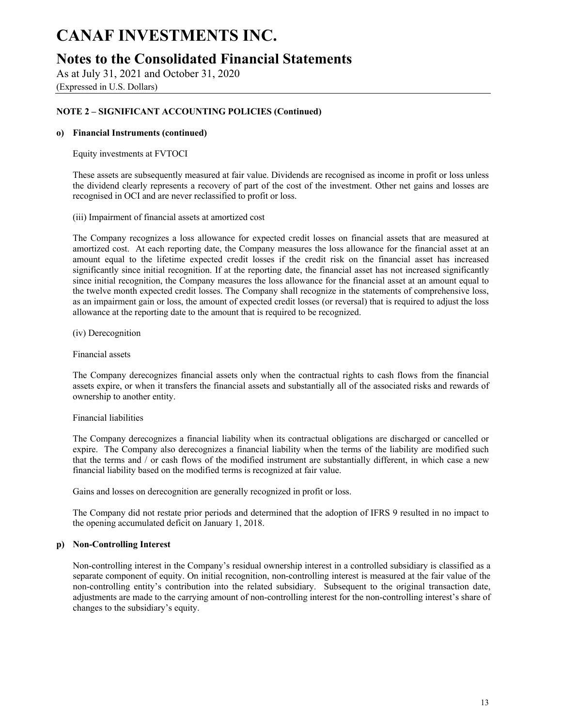## NOTE 2 – SIGNIFICANT ACCOUNTING POLICIES (Continued)

### o) Financial Instruments (continued)

Equity investments at FVTOCI

These assets are subsequently measured at fair value. Dividends are recognised as income in profit or loss unless the dividend clearly represents a recovery of part of the cost of the investment. Other net gains and losses are recognised in OCI and are never reclassified to profit or loss.

(iii) Impairment of financial assets at amortized cost

The Company recognizes a loss allowance for expected credit losses on financial assets that are measured at amortized cost. At each reporting date, the Company measures the loss allowance for the financial asset at an amount equal to the lifetime expected credit losses if the credit risk on the financial asset has increased significantly since initial recognition. If at the reporting date, the financial asset has not increased significantly since initial recognition, the Company measures the loss allowance for the financial asset at an amount equal to the twelve month expected credit losses. The Company shall recognize in the statements of comprehensive loss, as an impairment gain or loss, the amount of expected credit losses (or reversal) that is required to adjust the loss allowance at the reporting date to the amount that is required to be recognized.

(iv) Derecognition

Financial assets

The Company derecognizes financial assets only when the contractual rights to cash flows from the financial assets expire, or when it transfers the financial assets and substantially all of the associated risks and rewards of ownership to another entity.

Financial liabilities

The Company derecognizes a financial liability when its contractual obligations are discharged or cancelled or expire. The Company also derecognizes a financial liability when the terms of the liability are modified such that the terms and / or cash flows of the modified instrument are substantially different, in which case a new financial liability based on the modified terms is recognized at fair value.

Gains and losses on derecognition are generally recognized in profit or loss.

The Company did not restate prior periods and determined that the adoption of IFRS 9 resulted in no impact to the opening accumulated deficit on January 1, 2018.

### p) Non-Controlling Interest

Non-controlling interest in the Company's residual ownership interest in a controlled subsidiary is classified as a separate component of equity. On initial recognition, non-controlling interest is measured at the fair value of the non-controlling entity's contribution into the related subsidiary. Subsequent to the original transaction date, adjustments are made to the carrying amount of non-controlling interest for the non-controlling interest's share of changes to the subsidiary's equity.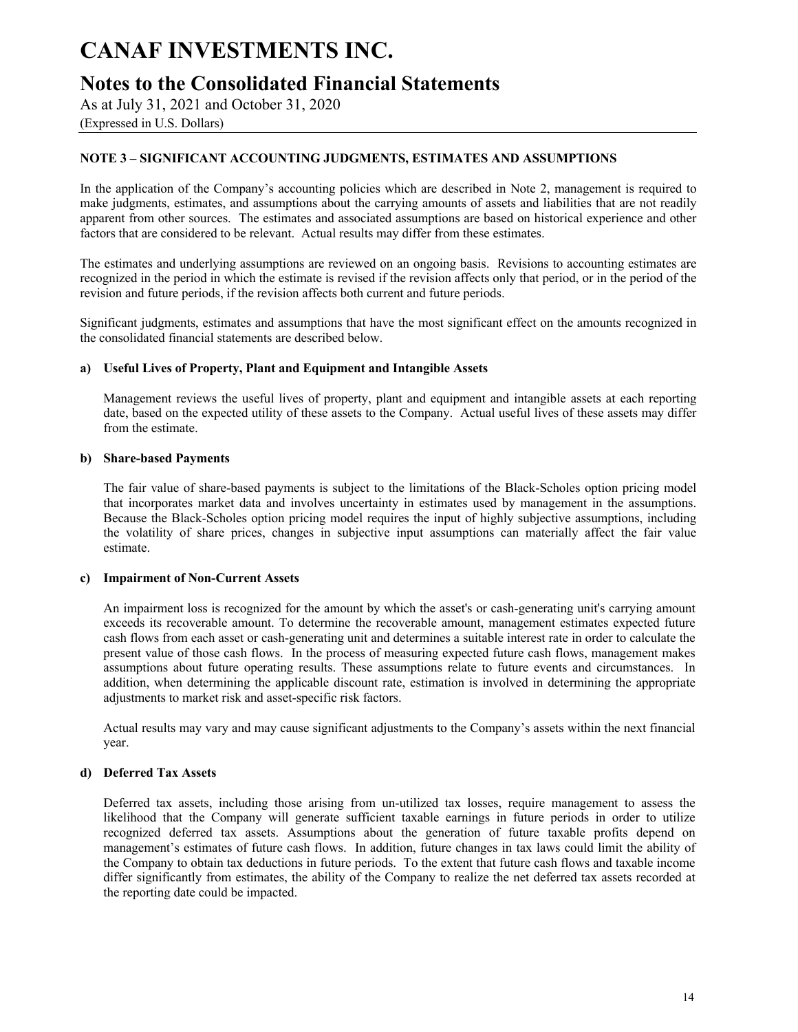# CANAF INVESTMENTS INC.

## Notes to the Consolidated Financial Statements

As at July 31, 2021 and October 31, 2020

(Expressed in U.S. Dollars)

### NOTE 3 – SIGNIFICANT ACCOUNTING JUDGMENTS, ESTIMATES AND ASSUMPTIONS

In the application of the Company's accounting policies which are described in Note 2, management is required to make judgments, estimates, and assumptions about the carrying amounts of assets and liabilities that are not readily apparent from other sources. The estimates and associated assumptions are based on historical experience and other factors that are considered to be relevant. Actual results may differ from these estimates.

The estimates and underlying assumptions are reviewed on an ongoing basis. Revisions to accounting estimates are recognized in the period in which the estimate is revised if the revision affects only that period, or in the period of the revision and future periods, if the revision affects both current and future periods.

Significant judgments, estimates and assumptions that have the most significant effect on the amounts recognized in the consolidated financial statements are described below.

**a) Useful Lives of Property, Plant and Equipment and Intangible Assets**

Management reviews the useful lives of property, plant and equipment and intangible assets at each reporting date, based on the expected utility of these assets to the Company. Actual useful lives of these assets may differ from the estimate.

**b) Share-based Payments**

The fair value of share-based payments is subject to the limitations of the Black-Scholes option pricing model that incorporates market data and involves uncertainty in estimates used by management in the assumptions. Because the Black-Scholes option pricing model requires the input of highly subjective assumptions, including the volatility of share prices, changes in subjective input assumptions can materially affect the fair value estimate.

**c) Impairment of Non-Current Assets**

An impairment loss is recognized for the amount by which the asset's or cash-generating unit's carrying amount exceeds its recoverable amount. To determine the recoverable amount, management estimates expected future cash flows from each asset or cash-generating unit and determines a suitable interest rate in order to calculate the present value of those cash flows. In the process of measuring expected future cash flows, management makes assumptions about future operating results. These assumptions relate to future events and circumstances. In addition, when determining the applicable discount rate, estimation is involved in determining the appropriate adjustments to market risk and asset-specific risk factors.

Actual results may vary and may cause significant adjustments to the Company's assets within the next financial year.

**d) Deferred Tax Assets**

Deferred tax assets, including those arising from un-utilized tax losses, require management to assess the likelihood that the Company will generate sufficient taxable earnings in future periods in order to utilize recognized deferred tax assets. Assumptions about the generation of future taxable profits depend on management's estimates of future cash flows. In addition, future changes in tax laws could limit the ability of the Company to obtain tax deductions in future periods. To the extent that future cash flows and taxable income differ significantly from estimates, the ability of the Company to realize the net deferred tax assets recorded at the reporting date could be impacted.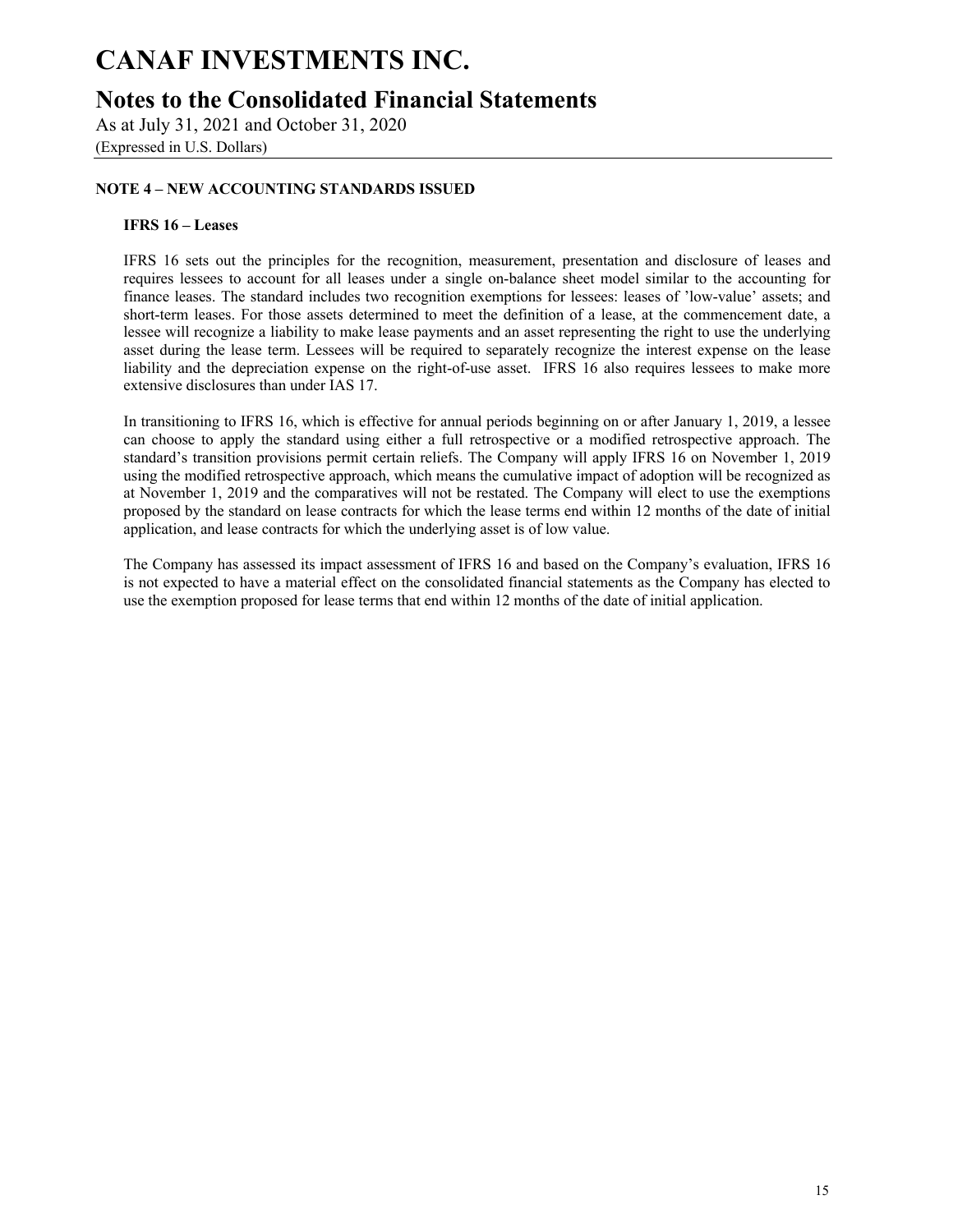## NOTE 4 – NEW ACCOUNTING STANDARDS ISSUED

### IFRS 16 – Leases

IFRS 16 sets out the principles for the recognition, measurement, presentation and disclosure of leases and requires lessees to account for all leases under a single on-balance sheet model similar to the accounting for finance leases. The standard includes two recognition exemptions for lessees: leases of 'low-value' assets; and short-term leases. For those assets determined to meet the definition of a lease, at the commencement date, a lessee will recognize a liability to make lease payments and an asset representing the right to use the underlying asset during the lease term. Lessees will be required to separately recognize the interest expense on the lease liability and the depreciation expense on the right-of-use asset. IFRS 16 also requires lessees to make more extensive disclosures than under IAS 17.

In transitioning to IFRS 16, which is effective for annual periods beginning on or after January 1, 2019, a lessee can choose to apply the standard using either a full retrospective or a modified retrospective approach. The standard's transition provisions permit certain reliefs. The Company will apply IFRS 16 on November 1, 2019 using the modified retrospective approach, which means the cumulative impact of adoption will be recognized as at November 1, 2019 and the comparatives will not be restated. The Company will elect to use the exemptions proposed by the standard on lease contracts for which the lease terms end within 12 months of the date of initial application, and lease contracts for which the underlying asset is of low value.

The Company has assessed its impact assessment of IFRS 16 and based on the Company's evaluation, IFRS 16 is not expected to have a material effect on the consolidated financial statements as the Company has elected to use the exemption proposed for lease terms that end within 12 months of the date of initial application.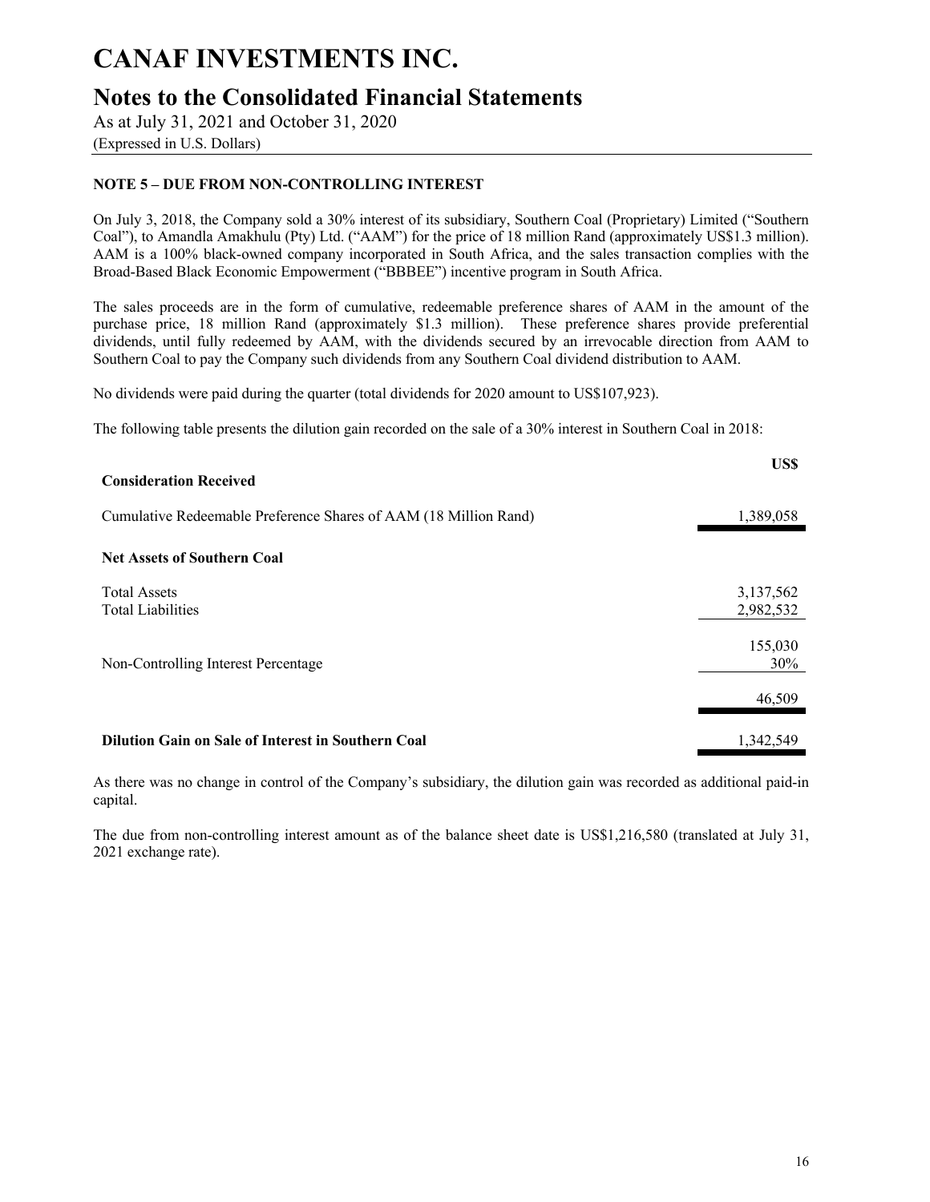# CANAF INVESTMENTS INC.

## Notes to the Consolidated Financial Statements

As at July 31, 2021 and October 31, 2020

(Expressed in U.S. Dollars)

### NOTE 5 – DUE FROM NON-CONTROLLING INTEREST

On July 3, 2018, the Company sold a 30% interest of its subsidiary, Southern Coal (Proprietary) Limited ("Southern Coal"), to Amandla Amakhulu (Pty) Ltd. ("AAM") for the price of 18 million Rand (approximately US$1.3 million). AAM is a 100% black-owned company incorporated in South Africa, and the sales transaction complies with the Broad-Based Black Economic Empowerment ("BBBEE") incentive program in South Africa.

The sales proceeds are in the form of cumulative, redeemable preference shares of AAM in the amount of the purchase price, 18 million Rand (approximately $1.3 million). These preference shares provide preferential dividends, until fully redeemed by AAM, with the dividends secured by an irrevocable direction from AAM to Southern Coal to pay the Company such dividends from any Southern Coal dividend distribution to AAM.

No dividends were paid during the quarter (total dividends for 2020 amount to US$107,923).

The following table presents the dilution gain recorded on the sale of a 30% interest in Southern Coal in 2018:

| | US$ |
|---|---|
| **Consideration Received** | |
| Cumulative Redeemable Preference Shares of AAM (18 Million Rand) | 1,389,058 |
| **Net Assets of Southern Coal** | |
| Total Assets | 3,137,562 |
| Total Liabilities | 2,982,532 |
| | 155,030 |
| Non-Controlling Interest Percentage | 30% |
| | 46,509 |
| **Dilution Gain on Sale of Interest in Southern Coal** | 1,342,549 |

As there was no change in control of the Company's subsidiary, the dilution gain was recorded as additional paid-in capital.

The due from non-controlling interest amount as of the balance sheet date is US$1,216,580 (translated at July 31, 2021 exchange rate).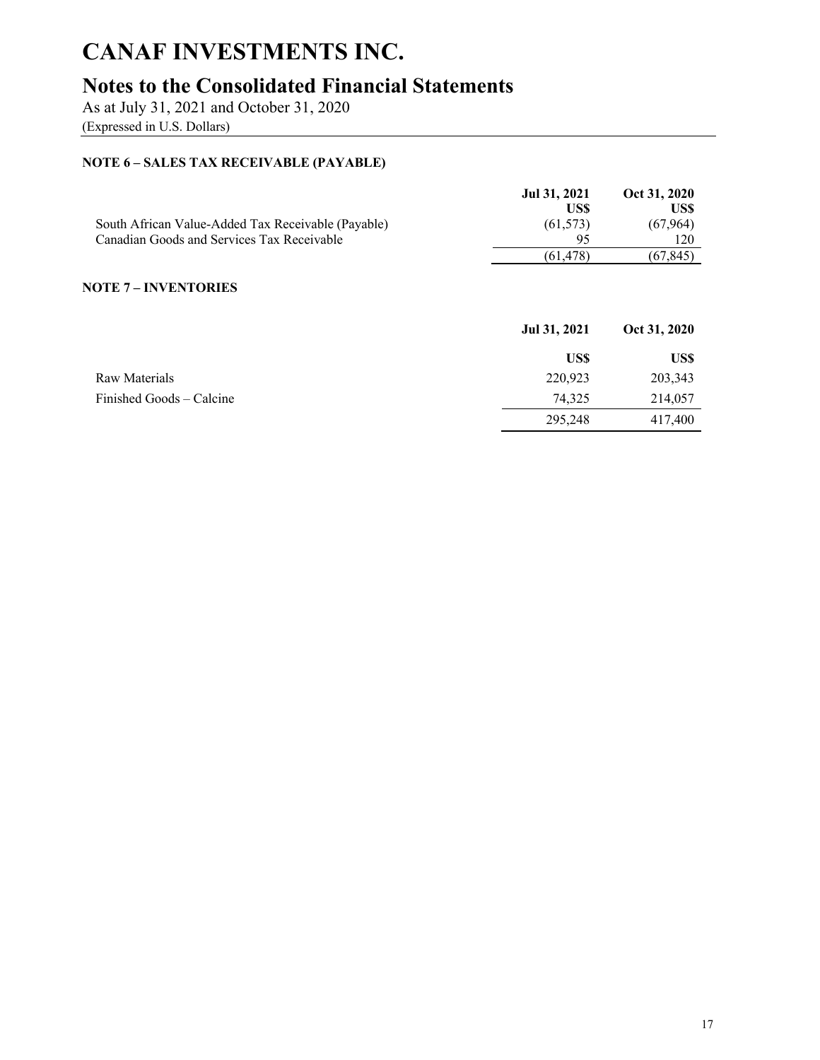# CANAF INVESTMENTS INC.

## Notes to the Consolidated Financial Statements

As at July 31, 2021 and October 31, 2020
(Expressed in U.S. Dollars)

### NOTE 6 – SALES TAX RECEIVABLE (PAYABLE)

| | Jul 31, 2021<br>US$ | Oct 31, 2020<br>US$ |
|---|---|---|
| South African Value-Added Tax Receivable (Payable) | (61,573) | (67,964) |
| Canadian Goods and Services Tax Receivable | 95 | 120 |
| | (61,478) | (67,845) |

### NOTE 7 – INVENTORIES

| | Jul 31, 2021 | Oct 31, 2020 |
|---|---|---|
| | US$ | US$ |
| Raw Materials | 220,923 | 203,343 |
| Finished Goods – Calcine | 74,325 | 214,057 |
| | 295,248 | 417,400 |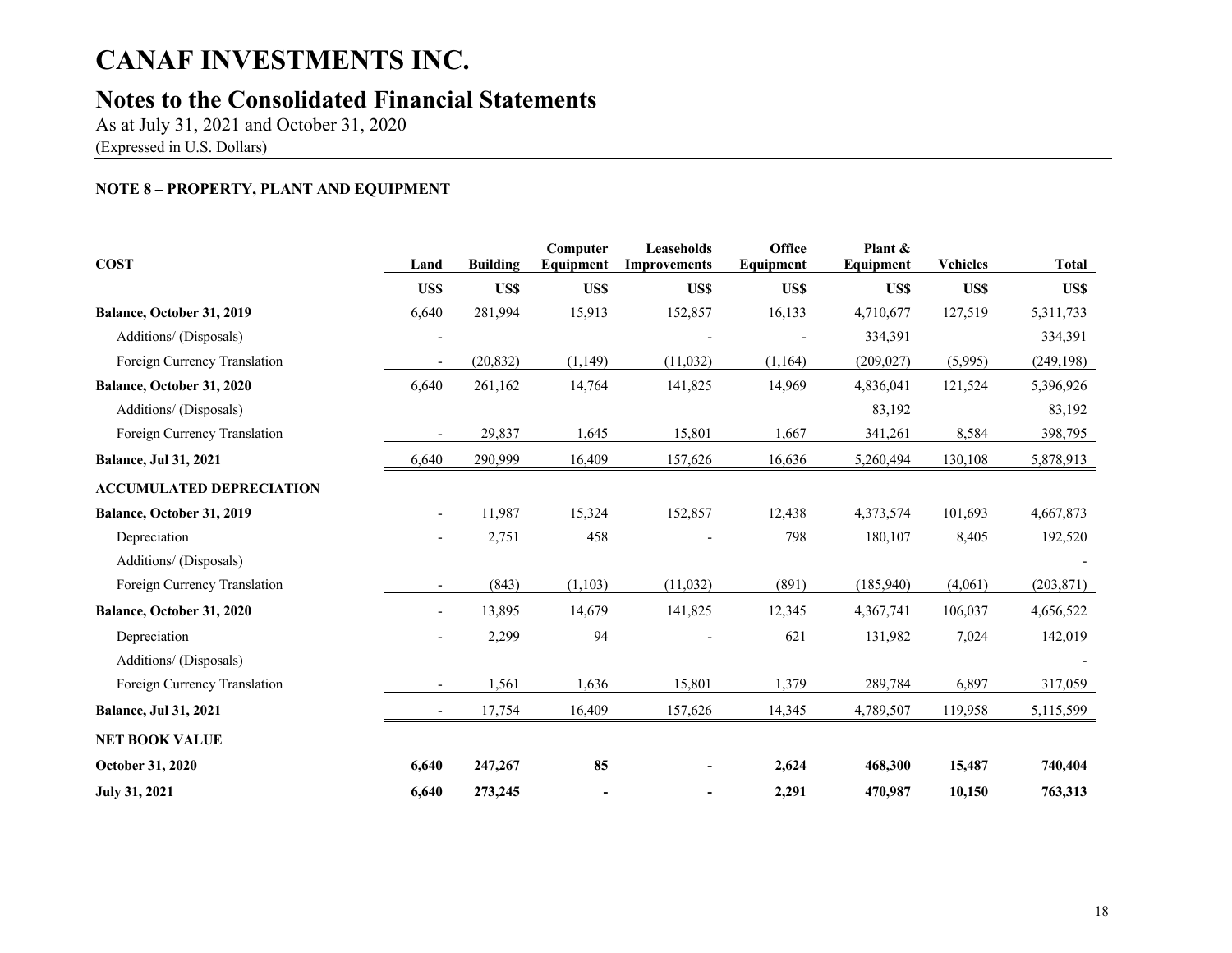# CANAF INVESTMENTS INC.

## Notes to the Consolidated Financial Statements

As at July 31, 2021 and October 31, 2020

(Expressed in U.S. Dollars)

### NOTE 8 – PROPERTY, PLANT AND EQUIPMENT

| COST | Land | Building | Computer Equipment | Leaseholds Improvements | Office Equipment | Plant & Equipment | Vehicles | Total |
|---|---|---|---|---|---|---|---|---|
| | US$ | US$ | US$ | US$ | US$ | US$ | US$ | US$ |
| **Balance, October 31, 2019** | 6,640 | 281,994 | 15,913 | 152,857 | 16,133 | 4,710,677 | 127,519 | 5,311,733 |
| Additions/ (Disposals) | - | | | - | - | 334,391 | | 334,391 |
| Foreign Currency Translation | - | (20,832) | (1,149) | (11,032) | (1,164) | (209,027) | (5,995) | (249,198) |
| **Balance, October 31, 2020** | 6,640 | 261,162 | 14,764 | 141,825 | 14,969 | 4,836,041 | 121,524 | 5,396,926 |
| Additions/ (Disposals) | | | | | | 83,192 | | 83,192 |
| Foreign Currency Translation | - | 29,837 | 1,645 | 15,801 | 1,667 | 341,261 | 8,584 | 398,795 |
| **Balance, Jul 31, 2021** | 6,640 | 290,999 | 16,409 | 157,626 | 16,636 | 5,260,494 | 130,108 | 5,878,913 |
| **ACCUMULATED DEPRECIATION** | | | | | | | | |
| **Balance, October 31, 2019** | - | 11,987 | 15,324 | 152,857 | 12,438 | 4,373,574 | 101,693 | 4,667,873 |
| Depreciation | - | 2,751 | 458 | - | 798 | 180,107 | 8,405 | 192,520 |
| Additions/ (Disposals) | | | | | | | | - |
| Foreign Currency Translation | - | (843) | (1,103) | (11,032) | (891) | (185,940) | (4,061) | (203,871) |
| **Balance, October 31, 2020** | - | 13,895 | 14,679 | 141,825 | 12,345 | 4,367,741 | 106,037 | 4,656,522 |
| Depreciation | - | 2,299 | 94 | - | 621 | 131,982 | 7,024 | 142,019 |
| Additions/ (Disposals) | | | | | | | | - |
| Foreign Currency Translation | - | 1,561 | 1,636 | 15,801 | 1,379 | 289,784 | 6,897 | 317,059 |
| **Balance, Jul 31, 2021** | - | 17,754 | 16,409 | 157,626 | 14,345 | 4,789,507 | 119,958 | 5,115,599 |
| **NET BOOK VALUE** | | | | | | | | |
| **October 31, 2020** | **6,640** | **247,267** | **85** | **-** | **2,624** | **468,300** | **15,487** | **740,404** |
| **July 31, 2021** | **6,640** | **273,245** | **-** | **-** | **2,291** | **470,987** | **10,150** | **763,313** |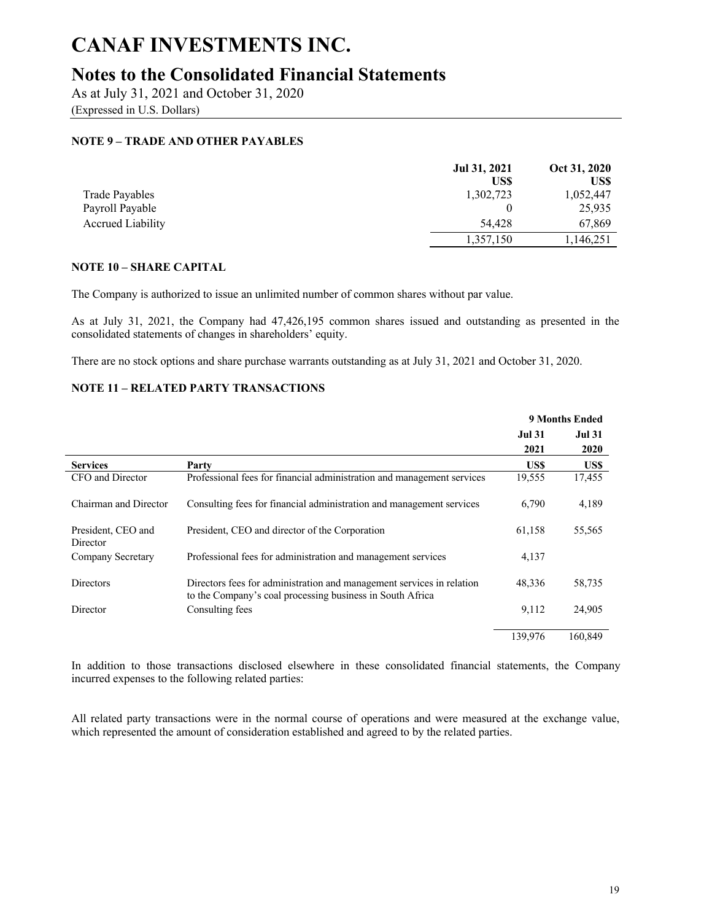# CANAF INVESTMENTS INC.

## Notes to the Consolidated Financial Statements

As at July 31, 2021 and October 31, 2020
(Expressed in U.S. Dollars)

### NOTE 9 – TRADE AND OTHER PAYABLES

| | Jul 31, 2021 US$ | Oct 31, 2020 US$ |
|---|---|---|
| Trade Payables | 1,302,723 | 1,052,447 |
| Payroll Payable | 0 | 25,935 |
| Accrued Liability | 54,428 | 67,869 |
| | 1,357,150 | 1,146,251 |

### NOTE 10 – SHARE CAPITAL

The Company is authorized to issue an unlimited number of common shares without par value.

As at July 31, 2021, the Company had 47,426,195 common shares issued and outstanding as presented in the consolidated statements of changes in shareholders' equity.

There are no stock options and share purchase warrants outstanding as at July 31, 2021 and October 31, 2020.

### NOTE 11 – RELATED PARTY TRANSACTIONS

| | | 9 Months Ended | |
|---|---|---|---|
| | | Jul 31 2021 | Jul 31 2020 |
| **Services** | **Party** | **US$** | **US$** |
| CFO and Director | Professional fees for financial administration and management services | 19,555 | 17,455 |
| Chairman and Director | Consulting fees for financial administration and management services | 6,790 | 4,189 |
| President, CEO and Director | President, CEO and director of the Corporation | 61,158 | 55,565 |
| Company Secretary | Professional fees for administration and management services | 4,137 | |
| Directors | Directors fees for administration and management services in relation to the Company's coal processing business in South Africa | 48,336 | 58,735 |
| Director | Consulting fees | 9,112 | 24,905 |
| | | 139,976 | 160,849 |

In addition to those transactions disclosed elsewhere in these consolidated financial statements, the Company incurred expenses to the following related parties:

All related party transactions were in the normal course of operations and were measured at the exchange value, which represented the amount of consideration established and agreed to by the related parties.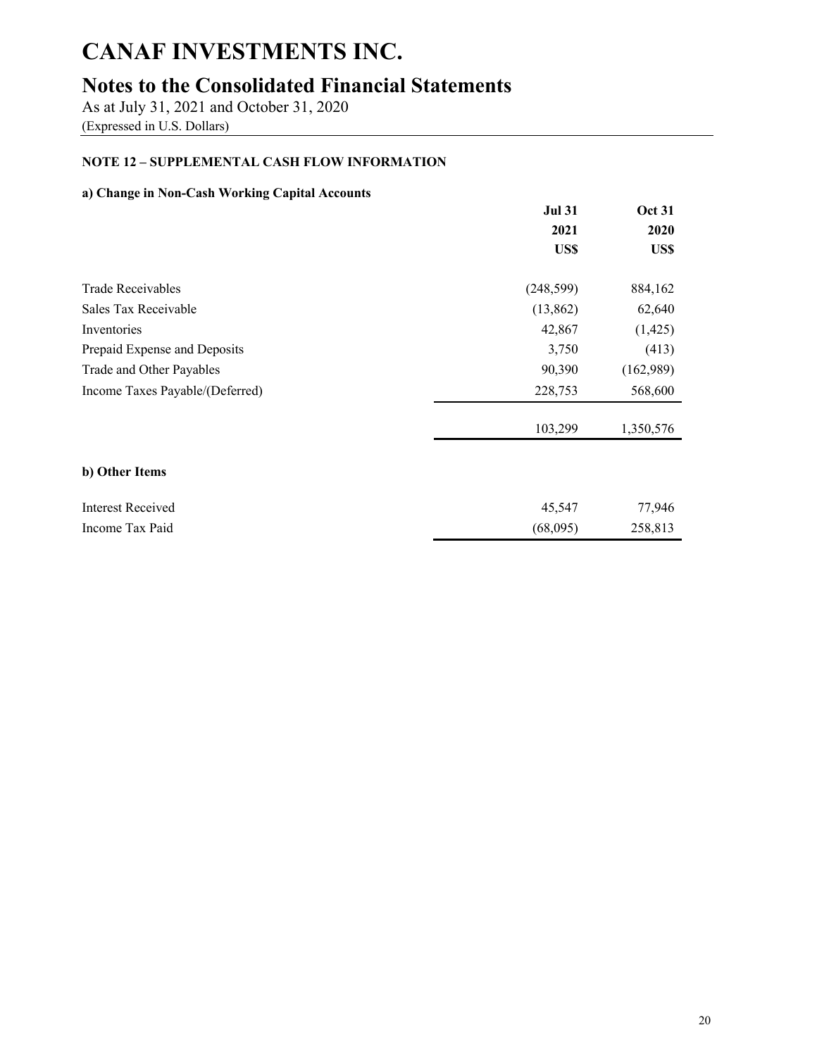# CANAF INVESTMENTS INC.

## Notes to the Consolidated Financial Statements

As at July 31, 2021 and October 31, 2020
(Expressed in U.S. Dollars)

**NOTE 12 – SUPPLEMENTAL CASH FLOW INFORMATION**

**a) Change in Non-Cash Working Capital Accounts**

| | Jul 31 2021 US$ | Oct 31 2020 US$ |
|---|---|---|
| Trade Receivables | (248,599) | 884,162 |
| Sales Tax Receivable | (13,862) | 62,640 |
| Inventories | 42,867 | (1,425) |
| Prepaid Expense and Deposits | 3,750 | (413) |
| Trade and Other Payables | 90,390 | (162,989) |
| Income Taxes Payable/(Deferred) | 228,753 | 568,600 |
| | 103,299 | 1,350,576 |

**b) Other Items**

| | Jul 31 2021 US$ | Oct 31 2020 US$ |
|---|---|---|
| Interest Received | 45,547 | 77,946 |
| Income Tax Paid | (68,095) | 258,813 |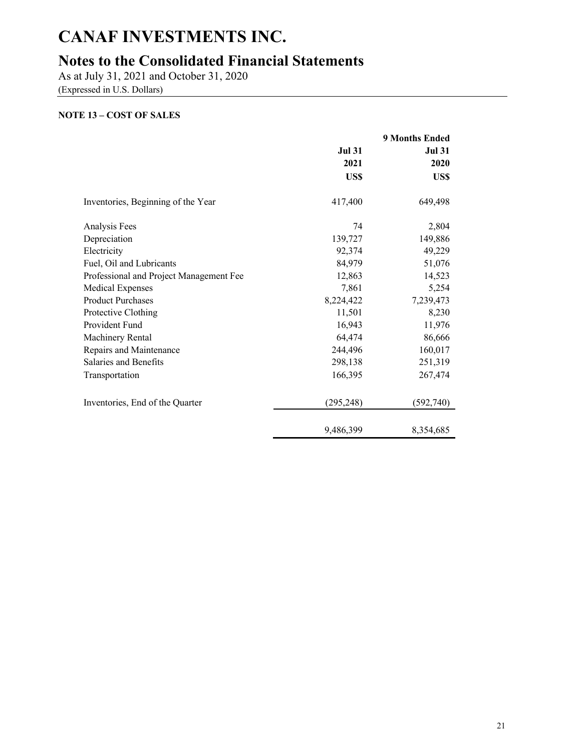# CANAF INVESTMENTS INC.

## Notes to the Consolidated Financial Statements

As at July 31, 2021 and October 31, 2020
(Expressed in U.S. Dollars)

**NOTE 13 – COST OF SALES**

| | | 9 Months Ended |
|---|---|---|
| | **Jul 31** | **Jul 31** |
| | **2021** | **2020** |
| | **US$** | **US$** |
| Inventories, Beginning of the Year | 417,400 | 649,498 |
| Analysis Fees | 74 | 2,804 |
| Depreciation | 139,727 | 149,886 |
| Electricity | 92,374 | 49,229 |
| Fuel, Oil and Lubricants | 84,979 | 51,076 |
| Professional and Project Management Fee | 12,863 | 14,523 |
| Medical Expenses | 7,861 | 5,254 |
| Product Purchases | 8,224,422 | 7,239,473 |
| Protective Clothing | 11,501 | 8,230 |
| Provident Fund | 16,943 | 11,976 |
| Machinery Rental | 64,474 | 86,666 |
| Repairs and Maintenance | 244,496 | 160,017 |
| Salaries and Benefits | 298,138 | 251,319 |
| Transportation | 166,395 | 267,474 |
| Inventories, End of the Quarter | (295,248) | (592,740) |
| | 9,486,399 | 8,354,685 |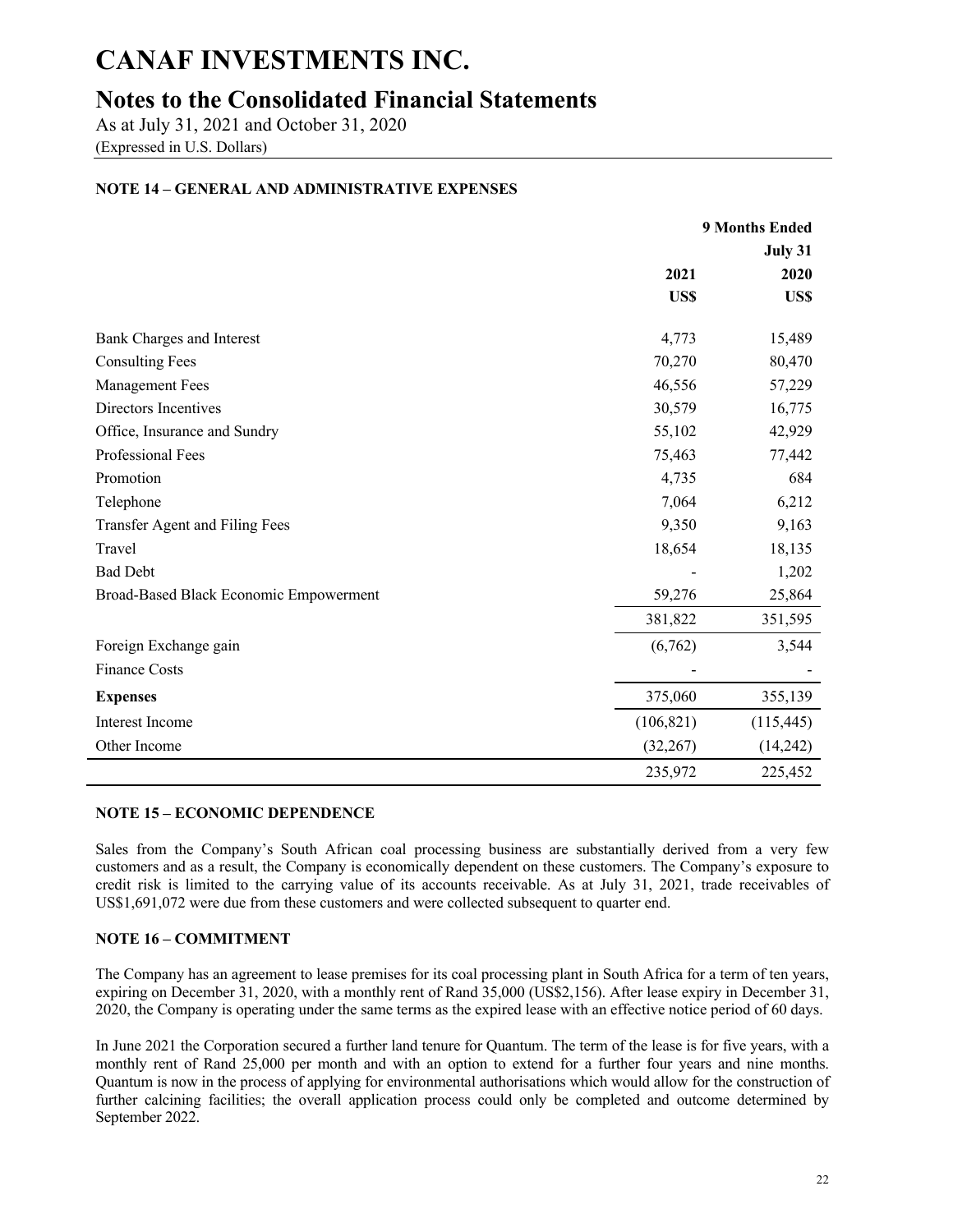# CANAF INVESTMENTS INC.

## Notes to the Consolidated Financial Statements

As at July 31, 2021 and October 31, 2020

(Expressed in U.S. Dollars)

### NOTE 14 – GENERAL AND ADMINISTRATIVE EXPENSES

| | 9 Months Ended | |
|---|---|---|
| | | July 31 |
| | 2021 | 2020 |
| | US$ | US$ |
| Bank Charges and Interest | 4,773 | 15,489 |
| Consulting Fees | 70,270 | 80,470 |
| Management Fees | 46,556 | 57,229 |
| Directors Incentives | 30,579 | 16,775 |
| Office, Insurance and Sundry | 55,102 | 42,929 |
| Professional Fees | 75,463 | 77,442 |
| Promotion | 4,735 | 684 |
| Telephone | 7,064 | 6,212 |
| Transfer Agent and Filing Fees | 9,350 | 9,163 |
| Travel | 18,654 | 18,135 |
| Bad Debt | - | 1,202 |
| Broad-Based Black Economic Empowerment | 59,276 | 25,864 |
| | 381,822 | 351,595 |
| Foreign Exchange gain | (6,762) | 3,544 |
| Finance Costs | - | - |
| **Expenses** | 375,060 | 355,139 |
| Interest Income | (106,821) | (115,445) |
| Other Income | (32,267) | (14,242) |
| | 235,972 | 225,452 |

### NOTE 15 – ECONOMIC DEPENDENCE

Sales from the Company's South African coal processing business are substantially derived from a very few customers and as a result, the Company is economically dependent on these customers. The Company's exposure to credit risk is limited to the carrying value of its accounts receivable. As at July 31, 2021, trade receivables of US$1,691,072 were due from these customers and were collected subsequent to quarter end.

### NOTE 16 – COMMITMENT

The Company has an agreement to lease premises for its coal processing plant in South Africa for a term of ten years, expiring on December 31, 2020, with a monthly rent of Rand 35,000 (US$2,156). After lease expiry in December 31, 2020, the Company is operating under the same terms as the expired lease with an effective notice period of 60 days.

In June 2021 the Corporation secured a further land tenure for Quantum. The term of the lease is for five years, with a monthly rent of Rand 25,000 per month and with an option to extend for a further four years and nine months. Quantum is now in the process of applying for environmental authorisations which would allow for the construction of further calcining facilities; the overall application process could only be completed and outcome determined by September 2022.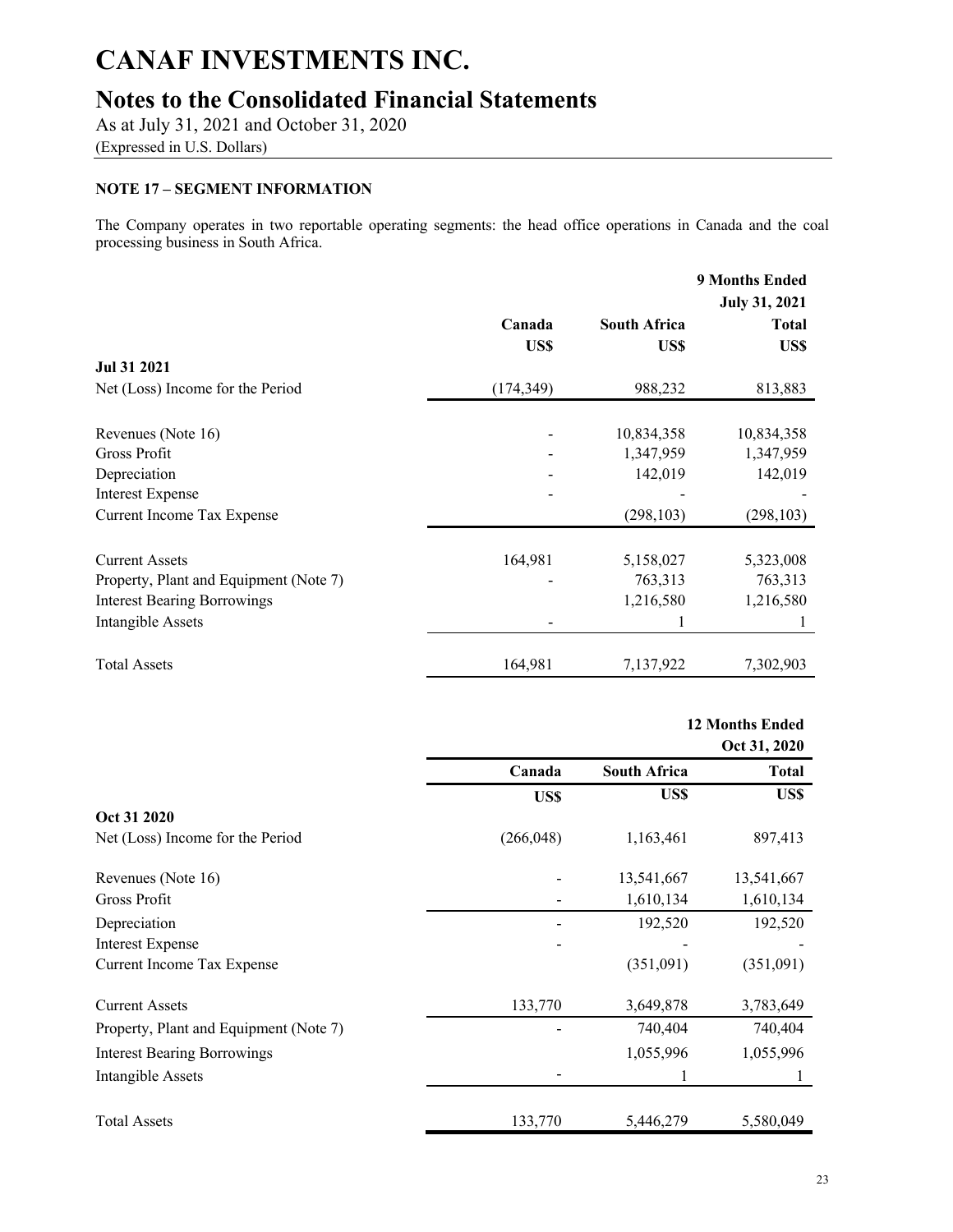# CANAF INVESTMENTS INC.

## Notes to the Consolidated Financial Statements

As at July 31, 2021 and October 31, 2020

(Expressed in U.S. Dollars)

### NOTE 17 – SEGMENT INFORMATION

The Company operates in two reportable operating segments: the head office operations in Canada and the coal processing business in South Africa.

| | Canada | South Africa | 9 Months Ended July 31, 2021 Total |
|---|---|---|---|
| | US$ | US$ | US$ |
| **Jul 31 2021** | | | |
| Net (Loss) Income for the Period | (174,349) | 988,232 | 813,883 |
| Revenues (Note 16) | - | 10,834,358 | 10,834,358 |
| Gross Profit | - | 1,347,959 | 1,347,959 |
| Depreciation | - | 142,019 | 142,019 |
| Interest Expense | - | - | - |
| Current Income Tax Expense | | (298,103) | (298,103) |
| Current Assets | 164,981 | 5,158,027 | 5,323,008 |
| Property, Plant and Equipment (Note 7) | - | 763,313 | 763,313 |
| Interest Bearing Borrowings | | 1,216,580 | 1,216,580 |
| Intangible Assets | - | 1 | 1 |
| Total Assets | 164,981 | 7,137,922 | 7,302,903 |

| | Canada | South Africa | 12 Months Ended Oct 31, 2020 Total |
|---|---|---|---|
| | US$ | US$ | US$ |
| **Oct 31 2020** | | | |
| Net (Loss) Income for the Period | (266,048) | 1,163,461 | 897,413 |
| Revenues (Note 16) | - | 13,541,667 | 13,541,667 |
| Gross Profit | - | 1,610,134 | 1,610,134 |
| Depreciation | - | 192,520 | 192,520 |
| Interest Expense | - | - | - |
| Current Income Tax Expense | | (351,091) | (351,091) |
| Current Assets | 133,770 | 3,649,878 | 3,783,649 |
| Property, Plant and Equipment (Note 7) | - | 740,404 | 740,404 |
| Interest Bearing Borrowings | | 1,055,996 | 1,055,996 |
| Intangible Assets | - | 1 | 1 |
| Total Assets | 133,770 | 5,446,279 | 5,580,049 |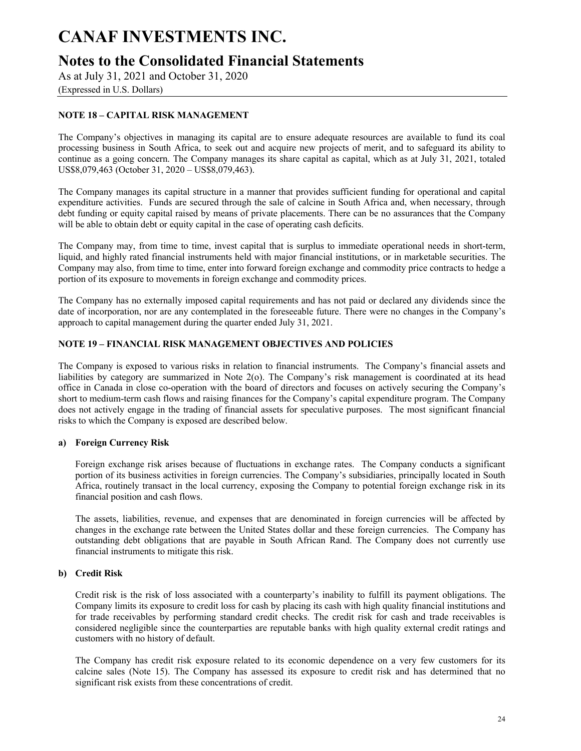# CANAF INVESTMENTS INC.

## Notes to the Consolidated Financial Statements

As at July 31, 2021 and October 31, 2020

(Expressed in U.S. Dollars)

### NOTE 18 – CAPITAL RISK MANAGEMENT

The Company's objectives in managing its capital are to ensure adequate resources are available to fund its coal processing business in South Africa, to seek out and acquire new projects of merit, and to safeguard its ability to continue as a going concern. The Company manages its share capital as capital, which as at July 31, 2021, totaled US$8,079,463 (October 31, 2020 – US$8,079,463).

The Company manages its capital structure in a manner that provides sufficient funding for operational and capital expenditure activities. Funds are secured through the sale of calcine in South Africa and, when necessary, through debt funding or equity capital raised by means of private placements. There can be no assurances that the Company will be able to obtain debt or equity capital in the case of operating cash deficits.

The Company may, from time to time, invest capital that is surplus to immediate operational needs in short-term, liquid, and highly rated financial instruments held with major financial institutions, or in marketable securities. The Company may also, from time to time, enter into forward foreign exchange and commodity price contracts to hedge a portion of its exposure to movements in foreign exchange and commodity prices.

The Company has no externally imposed capital requirements and has not paid or declared any dividends since the date of incorporation, nor are any contemplated in the foreseeable future. There were no changes in the Company's approach to capital management during the quarter ended July 31, 2021.

### NOTE 19 – FINANCIAL RISK MANAGEMENT OBJECTIVES AND POLICIES

The Company is exposed to various risks in relation to financial instruments. The Company's financial assets and liabilities by category are summarized in Note 2(o). The Company's risk management is coordinated at its head office in Canada in close co-operation with the board of directors and focuses on actively securing the Company's short to medium-term cash flows and raising finances for the Company's capital expenditure program. The Company does not actively engage in the trading of financial assets for speculative purposes. The most significant financial risks to which the Company is exposed are described below.

**a) Foreign Currency Risk**

Foreign exchange risk arises because of fluctuations in exchange rates. The Company conducts a significant portion of its business activities in foreign currencies. The Company's subsidiaries, principally located in South Africa, routinely transact in the local currency, exposing the Company to potential foreign exchange risk in its financial position and cash flows.

The assets, liabilities, revenue, and expenses that are denominated in foreign currencies will be affected by changes in the exchange rate between the United States dollar and these foreign currencies. The Company has outstanding debt obligations that are payable in South African Rand. The Company does not currently use financial instruments to mitigate this risk.

**b) Credit Risk**

Credit risk is the risk of loss associated with a counterparty's inability to fulfill its payment obligations. The Company limits its exposure to credit loss for cash by placing its cash with high quality financial institutions and for trade receivables by performing standard credit checks. The credit risk for cash and trade receivables is considered negligible since the counterparties are reputable banks with high quality external credit ratings and customers with no history of default.

The Company has credit risk exposure related to its economic dependence on a very few customers for its calcine sales (Note 15). The Company has assessed its exposure to credit risk and has determined that no significant risk exists from these concentrations of credit.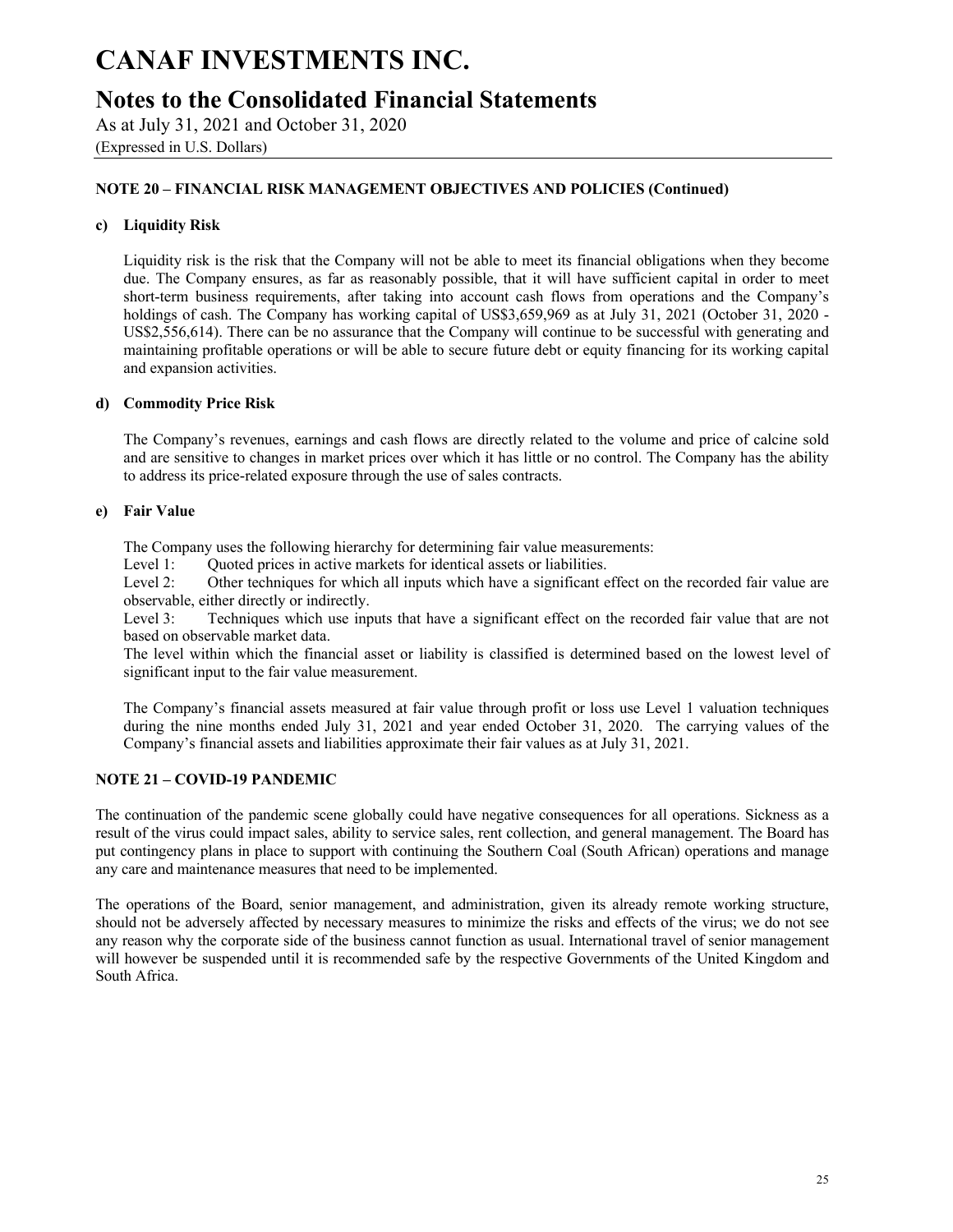# CANAF INVESTMENTS INC.

## Notes to the Consolidated Financial Statements

As at July 31, 2021 and October 31, 2020
(Expressed in U.S. Dollars)

**NOTE 20 – FINANCIAL RISK MANAGEMENT OBJECTIVES AND POLICIES (Continued)**

**c) Liquidity Risk**

Liquidity risk is the risk that the Company will not be able to meet its financial obligations when they become due. The Company ensures, as far as reasonably possible, that it will have sufficient capital in order to meet short-term business requirements, after taking into account cash flows from operations and the Company's holdings of cash. The Company has working capital of US$3,659,969 as at July 31, 2021 (October 31, 2020 - US$2,556,614). There can be no assurance that the Company will continue to be successful with generating and maintaining profitable operations or will be able to secure future debt or equity financing for its working capital and expansion activities.

**d) Commodity Price Risk**

The Company's revenues, earnings and cash flows are directly related to the volume and price of calcine sold and are sensitive to changes in market prices over which it has little or no control. The Company has the ability to address its price-related exposure through the use of sales contracts.

**e) Fair Value**

The Company uses the following hierarchy for determining fair value measurements:

Level 1: Quoted prices in active markets for identical assets or liabilities.

Level 2: Other techniques for which all inputs which have a significant effect on the recorded fair value are observable, either directly or indirectly.

Level 3: Techniques which use inputs that have a significant effect on the recorded fair value that are not based on observable market data.

The level within which the financial asset or liability is classified is determined based on the lowest level of significant input to the fair value measurement.

The Company's financial assets measured at fair value through profit or loss use Level 1 valuation techniques during the nine months ended July 31, 2021 and year ended October 31, 2020. The carrying values of the Company's financial assets and liabilities approximate their fair values as at July 31, 2021.

**NOTE 21 – COVID-19 PANDEMIC**

The continuation of the pandemic scene globally could have negative consequences for all operations. Sickness as a result of the virus could impact sales, ability to service sales, rent collection, and general management. The Board has put contingency plans in place to support with continuing the Southern Coal (South African) operations and manage any care and maintenance measures that need to be implemented.

The operations of the Board, senior management, and administration, given its already remote working structure, should not be adversely affected by necessary measures to minimize the risks and effects of the virus; we do not see any reason why the corporate side of the business cannot function as usual. International travel of senior management will however be suspended until it is recommended safe by the respective Governments of the United Kingdom and South Africa.